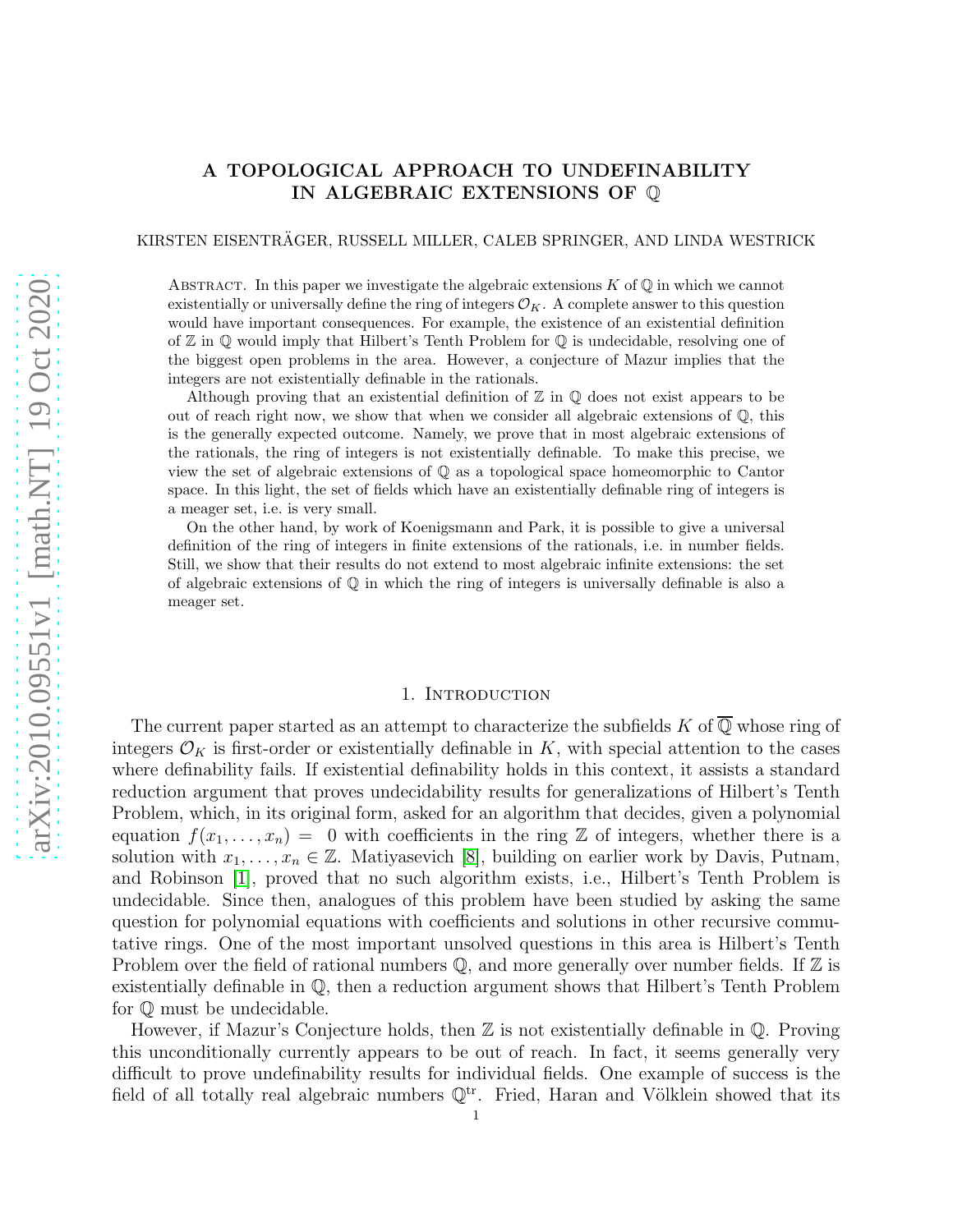# A TOPOLOGICAL APPROACH TO UNDEFINABILITY IN ALGEBRAIC EXTENSIONS OF $\mathbb{Q}$

KIRSTEN EISENTRÄGER, RUSSELL MILLER, CALEB SPRINGER, AND LINDA WESTRICK

Abstract. In this paper we investigate the algebraic extensions $K$ of $\mathbb{Q}$ in which we cannot existentially or universally define the ring of integers $\mathcal{O}_K$. A complete answer to this question would have important consequences. For example, the existence of an existential definition of $\mathbb{Z}$ in $\mathbb{Q}$ would imply that Hilbert's Tenth Problem for $\mathbb{Q}$ is undecidable, resolving one of the biggest open problems in the area. However, a conjecture of Mazur implies that the integers are not existentially definable in the rationals.

Although proving that an existential definition of $\mathbb{Z}$ in $\mathbb{Q}$ does not exist appears to be out of reach right now, we show that when we consider all algebraic extensions of $\mathbb{Q}$, this is the generally expected outcome. Namely, we prove that in most algebraic extensions of the rationals, the ring of integers is not existentially definable. To make this precise, we view the set of algebraic extensions of $\mathbb{Q}$ as a topological space homeomorphic to Cantor space. In this light, the set of fields which have an existentially definable ring of integers is a meager set, i.e. is very small.

On the other hand, by work of Koenigsmann and Park, it is possible to give a universal definition of the ring of integers in finite extensions of the rationals, i.e. in number fields. Still, we show that their results do not extend to most algebraic infinite extensions: the set of algebraic extensions of $\mathbb{Q}$ in which the ring of integers is universally definable is also a meager set.

## 1. Introduction

The current paper started as an attempt to characterize the subfields $K$ of $\overline{\mathbb{Q}}$ whose ring of integers $\mathcal{O}_K$ is first-order or existentially definable in $K$, with special attention to the cases where definability fails. If existential definability holds in this context, it assists a standard reduction argument that proves undecidability results for generalizations of Hilbert's Tenth Problem, which, in its original form, asked for an algorithm that decides, given a polynomial equation $f(x_1, \ldots, x_n) = 0$ with coefficients in the ring $\mathbb{Z}$ of integers, whether there is a solution with $x_1, \ldots, x_n \in \mathbb{Z}$. Matiyasevich [8], building on earlier work by Davis, Putnam, and Robinson [1], proved that no such algorithm exists, i.e., Hilbert's Tenth Problem is undecidable. Since then, analogues of this problem have been studied by asking the same question for polynomial equations with coefficients and solutions in other recursive commutative rings. One of the most important unsolved questions in this area is Hilbert's Tenth Problem over the field of rational numbers $\mathbb{Q}$, and more generally over number fields. If $\mathbb{Z}$ is existentially definable in $\mathbb{Q}$, then a reduction argument shows that Hilbert's Tenth Problem for $\mathbb{Q}$ must be undecidable.

However, if Mazur's Conjecture holds, then $\mathbb{Z}$ is not existentially definable in $\mathbb{Q}$. Proving this unconditionally currently appears to be out of reach. In fact, it seems generally very difficult to prove undefinability results for individual fields. One example of success is the field of all totally real algebraic numbers $\mathbb{Q}^{\text{tr}}$. Fried, Haran and Völklein showed that its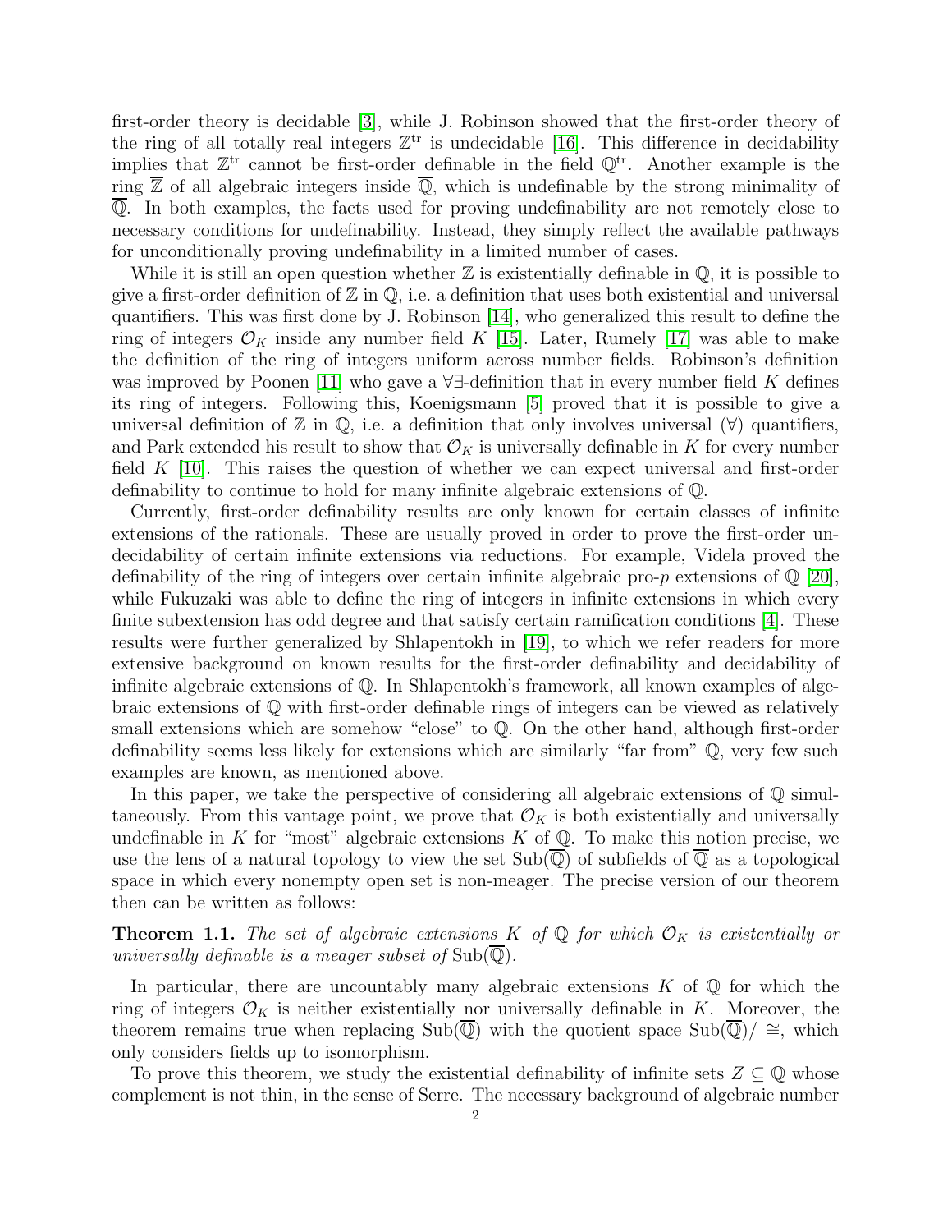first-order theory is decidable [3], while J. Robinson showed that the first-order theory of the ring of all totally real integers $\mathbb{Z}^{\text{tr}}$ is undecidable [16]. This difference in decidability implies that $\mathbb{Z}^{\text{tr}}$ cannot be first-order definable in the field $\mathbb{Q}^{\text{tr}}$. Another example is the ring $\overline{\mathbb{Z}}$ of all algebraic integers inside $\overline{\mathbb{Q}}$, which is undefinable by the strong minimality of $\overline{\mathbb{Q}}$. In both examples, the facts used for proving undefinability are not remotely close to necessary conditions for undefinability. Instead, they simply reflect the available pathways for unconditionally proving undefinability in a limited number of cases.

While it is still an open question whether $\mathbb{Z}$ is existentially definable in $\mathbb{Q}$, it is possible to give a first-order definition of $\mathbb{Z}$ in $\mathbb{Q}$, i.e. a definition that uses both existential and universal quantifiers. This was first done by J. Robinson [14], who generalized this result to define the ring of integers $\mathcal{O}_K$ inside any number field $K$ [15]. Later, Rumely [17] was able to make the definition of the ring of integers uniform across number fields. Robinson's definition was improved by Poonen [11] who gave a $\forall\exists$-definition that in every number field $K$ defines its ring of integers. Following this, Koenigsmann [5] proved that it is possible to give a universal definition of $\mathbb{Z}$ in $\mathbb{Q}$, i.e. a definition that only involves universal ($\forall$) quantifiers, and Park extended his result to show that $\mathcal{O}_K$ is universally definable in $K$ for every number field $K$ [10]. This raises the question of whether we can expect universal and first-order definability to continue to hold for many infinite algebraic extensions of $\mathbb{Q}$.

Currently, first-order definability results are only known for certain classes of infinite extensions of the rationals. These are usually proved in order to prove the first-order undecidability of certain infinite extensions via reductions. For example, Videla proved the definability of the ring of integers over certain infinite algebraic pro-$p$ extensions of $\mathbb{Q}$ [20], while Fukuzaki was able to define the ring of integers in infinite extensions in which every finite subextension has odd degree and that satisfy certain ramification conditions [4]. These results were further generalized by Shlapentokh in [19], to which we refer readers for more extensive background on known results for the first-order definability and decidability of infinite algebraic extensions of $\mathbb{Q}$. In Shlapentokh's framework, all known examples of algebraic extensions of $\mathbb{Q}$ with first-order definable rings of integers can be viewed as relatively small extensions which are somehow "close" to $\mathbb{Q}$. On the other hand, although first-order definability seems less likely for extensions which are similarly "far from" $\mathbb{Q}$, very few such examples are known, as mentioned above.

In this paper, we take the perspective of considering all algebraic extensions of $\mathbb{Q}$ simultaneously. From this vantage point, we prove that $\mathcal{O}_K$ is both existentially and universally undefinable in $K$ for "most" algebraic extensions $K$ of $\mathbb{Q}$. To make this notion precise, we use the lens of a natural topology to view the set $\text{Sub}(\overline{\mathbb{Q}})$ of subfields of $\overline{\mathbb{Q}}$ as a topological space in which every nonempty open set is non-meager. The precise version of our theorem then can be written as follows:

**Theorem 1.1.** *The set of algebraic extensions $K$ of $\mathbb{Q}$ for which $\mathcal{O}_K$ is existentially or universally definable is a meager subset of $\text{Sub}(\overline{\mathbb{Q}})$.*

In particular, there are uncountably many algebraic extensions $K$ of $\mathbb{Q}$ for which the ring of integers $\mathcal{O}_K$ is neither existentially nor universally definable in $K$. Moreover, the theorem remains true when replacing $\text{Sub}(\overline{\mathbb{Q}})$ with the quotient space $\text{Sub}(\overline{\mathbb{Q}})/\cong$, which only considers fields up to isomorphism.

To prove this theorem, we study the existential definability of infinite sets $Z \subseteq \mathbb{Q}$ whose complement is not thin, in the sense of Serre. The necessary background of algebraic number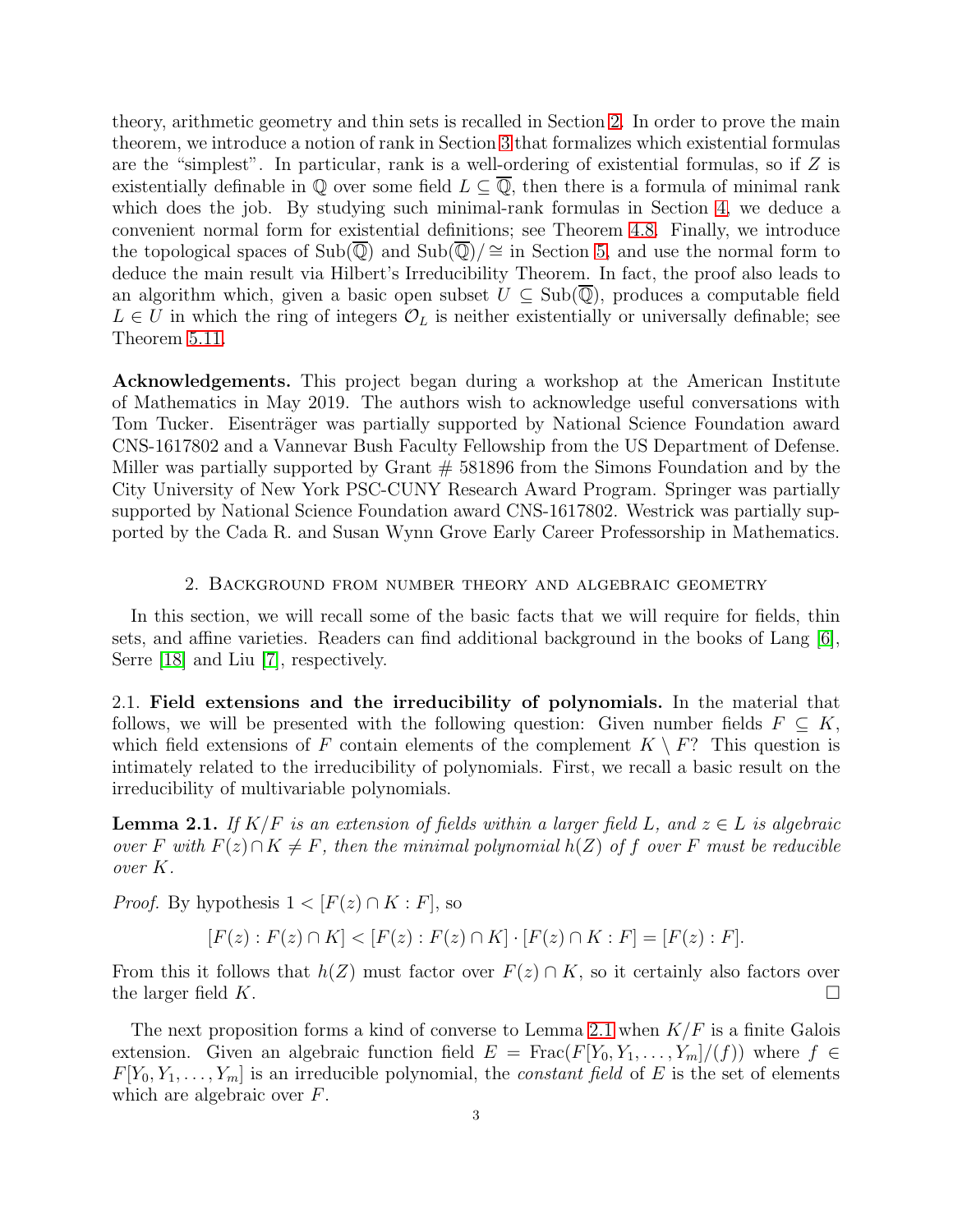theory, arithmetic geometry and thin sets is recalled in Section 2. In order to prove the main theorem, we introduce a notion of rank in Section 3 that formalizes which existential formulas are the "simplest". In particular, rank is a well-ordering of existential formulas, so if $Z$ is existentially definable in $\mathbb{Q}$ over some field $L \subseteq \overline{\mathbb{Q}}$, then there is a formula of minimal rank which does the job. By studying such minimal-rank formulas in Section 4, we deduce a convenient normal form for existential definitions; see Theorem 4.8. Finally, we introduce the topological spaces of $\mathrm{Sub}(\overline{\mathbb{Q}})$ and $\mathrm{Sub}(\overline{\mathbb{Q}})/\cong$ in Section 5, and use the normal form to deduce the main result via Hilbert's Irreducibility Theorem. In fact, the proof also leads to an algorithm which, given a basic open subset $U \subseteq \mathrm{Sub}(\overline{\mathbb{Q}})$, produces a computable field $L \in U$ in which the ring of integers $\mathcal{O}_L$ is neither existentially or universally definable; see Theorem 5.11.

**Acknowledgements.** This project began during a workshop at the American Institute of Mathematics in May 2019. The authors wish to acknowledge useful conversations with Tom Tucker. Eisenträger was partially supported by National Science Foundation award CNS-1617802 and a Vannevar Bush Faculty Fellowship from the US Department of Defense. Miller was partially supported by Grant # 581896 from the Simons Foundation and by the City University of New York PSC-CUNY Research Award Program. Springer was partially supported by National Science Foundation award CNS-1617802. Westrick was partially supported by the Cada R. and Susan Wynn Grove Early Career Professorship in Mathematics.

## 2. Background from number theory and algebraic geometry

In this section, we will recall some of the basic facts that we will require for fields, thin sets, and affine varieties. Readers can find additional background in the books of Lang [6], Serre [18] and Liu [7], respectively.

2.1. **Field extensions and the irreducibility of polynomials.** In the material that follows, we will be presented with the following question: Given number fields $F \subseteq K$, which field extensions of $F$ contain elements of the complement $K \setminus F$? This question is intimately related to the irreducibility of polynomials. First, we recall a basic result on the irreducibility of multivariable polynomials.

**Lemma 2.1.** *If $K/F$ is an extension of fields within a larger field $L$, and $z \in L$ is algebraic over $F$ with $F(z) \cap K \neq F$, then the minimal polynomial $h(Z)$ of $f$ over $F$ must be reducible over $K$.*

*Proof.* By hypothesis $1 < [F(z) \cap K : F]$, so

$$[F(z) : F(z) \cap K] < [F(z) : F(z) \cap K] \cdot [F(z) \cap K : F] = [F(z) : F].$$

From this it follows that $h(Z)$ must factor over $F(z) \cap K$, so it certainly also factors over the larger field $K$. $\square$

The next proposition forms a kind of converse to Lemma 2.1 when $K/F$ is a finite Galois extension. Given an algebraic function field $E = \mathrm{Frac}(F[Y_0, Y_1, \dots, Y_m]/(f))$ where $f \in F[Y_0, Y_1, \dots, Y_m]$ is an irreducible polynomial, the *constant field* of $E$ is the set of elements which are algebraic over $F$.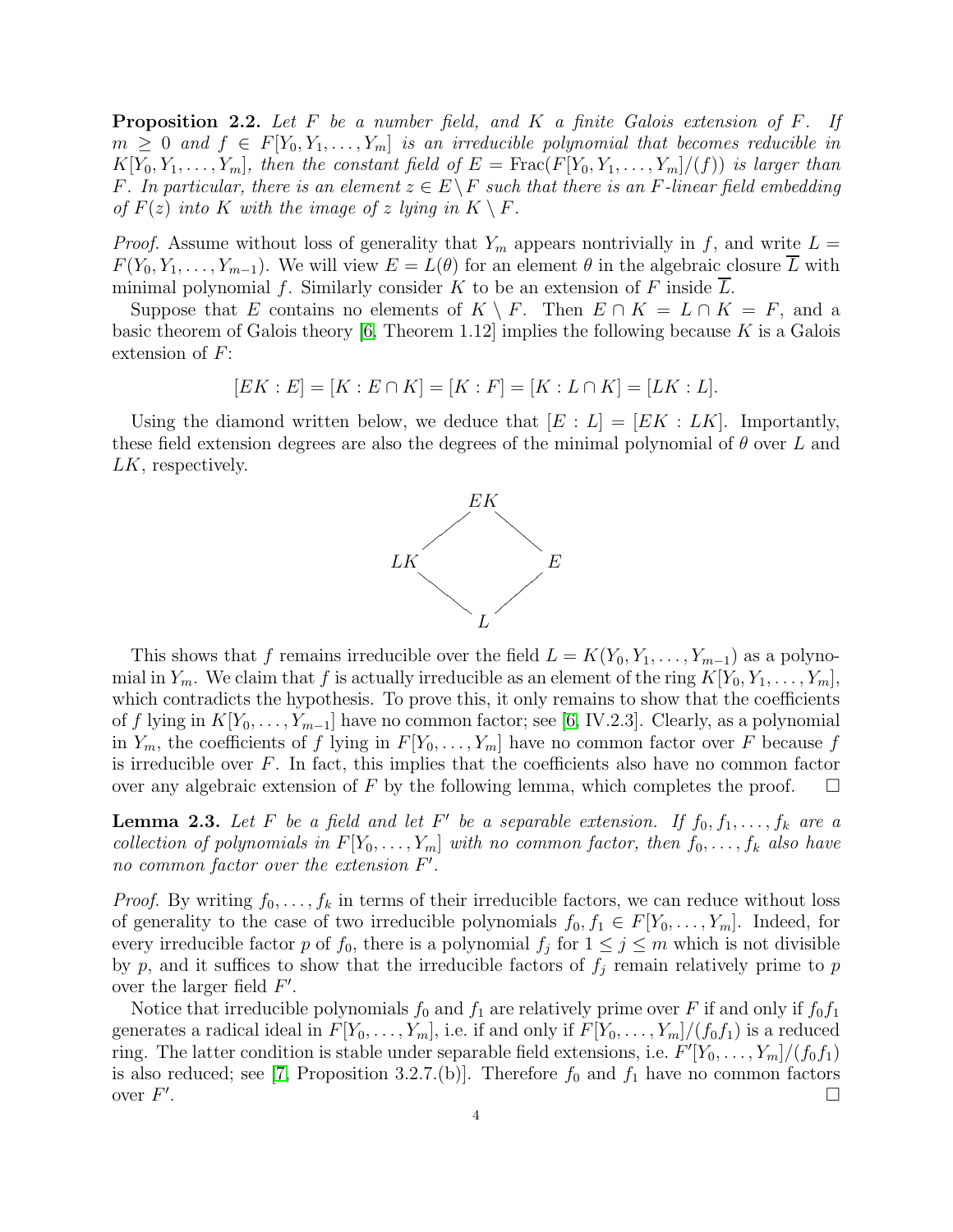**Proposition 2.2.** *Let $F$ be a number field, and $K$ a finite Galois extension of $F$. If $m \geq 0$ and $f \in F[Y_0, Y_1, \ldots, Y_m]$ is an irreducible polynomial that becomes reducible in $K[Y_0, Y_1, \ldots, Y_m]$, then the constant field of $E = \mathrm{Frac}(F[Y_0, Y_1, \ldots, Y_m]/(f))$ is larger than $F$. In particular, there is an element $z \in E \setminus F$ such that there is an $F$-linear field embedding of $F(z)$ into $K$ with the image of $z$ lying in $K \setminus F$.*

*Proof.* Assume without loss of generality that $Y_m$ appears nontrivially in $f$, and write $L = F(Y_0, Y_1, \ldots, Y_{m-1})$. We will view $E = L(\theta)$ for an element $\theta$ in the algebraic closure $\overline{L}$ with minimal polynomial $f$. Similarly consider $K$ to be an extension of $F$ inside $\overline{L}$.

Suppose that $E$ contains no elements of $K \setminus F$. Then $E \cap K = L \cap K = F$, and a basic theorem of Galois theory [6, Theorem 1.12] implies the following because $K$ is a Galois extension of $F$:

$$[EK : E] = [K : E \cap K] = [K : F] = [K : L \cap K] = [LK : L].$$

Using the diamond written below, we deduce that $[E : L] = [EK : LK]$. Importantly, these field extension degrees are also the degrees of the minimal polynomial of $\theta$ over $L$ and $LK$, respectively.

$$\begin{array}{ccccc} & & EK & & \\ & \diagup & & \diagdown & \\ LK & & & & E \\ & \diagdown & & \diagup & \\ & & L & & \end{array}$$

This shows that $f$ remains irreducible over the field $L = K(Y_0, Y_1, \ldots, Y_{m-1})$ as a polynomial in $Y_m$. We claim that $f$ is actually irreducible as an element of the ring $K[Y_0, Y_1, \ldots, Y_m]$, which contradicts the hypothesis. To prove this, it only remains to show that the coefficients of $f$ lying in $K[Y_0, \ldots, Y_{m-1}]$ have no common factor; see [6, IV.2.3]. Clearly, as a polynomial in $Y_m$, the coefficients of $f$ lying in $F[Y_0, \ldots, Y_m]$ have no common factor over $F$ because $f$ is irreducible over $F$. In fact, this implies that the coefficients also have no common factor over any algebraic extension of $F$ by the following lemma, which completes the proof. $\square$

**Lemma 2.3.** *Let $F$ be a field and let $F'$ be a separable extension. If $f_0, f_1, \ldots, f_k$ are a collection of polynomials in $F[Y_0, \ldots, Y_m]$ with no common factor, then $f_0, \ldots, f_k$ also have no common factor over the extension $F'$.*

*Proof.* By writing $f_0, \ldots, f_k$ in terms of their irreducible factors, we can reduce without loss of generality to the case of two irreducible polynomials $f_0, f_1 \in F[Y_0, \ldots, Y_m]$. Indeed, for every irreducible factor $p$ of $f_0$, there is a polynomial $f_j$ for $1 \leq j \leq m$ which is not divisible by $p$, and it suffices to show that the irreducible factors of $f_j$ remain relatively prime to $p$ over the larger field $F'$.

Notice that irreducible polynomials $f_0$ and $f_1$ are relatively prime over $F$ if and only if $f_0 f_1$ generates a radical ideal in $F[Y_0, \ldots, Y_m]$, i.e. if and only if $F[Y_0, \ldots, Y_m]/(f_0 f_1)$ is a reduced ring. The latter condition is stable under separable field extensions, i.e. $F'[Y_0, \ldots, Y_m]/(f_0 f_1)$ is also reduced; see [7, Proposition 3.2.7.(b)]. Therefore $f_0$ and $f_1$ have no common factors over $F'$. $\square$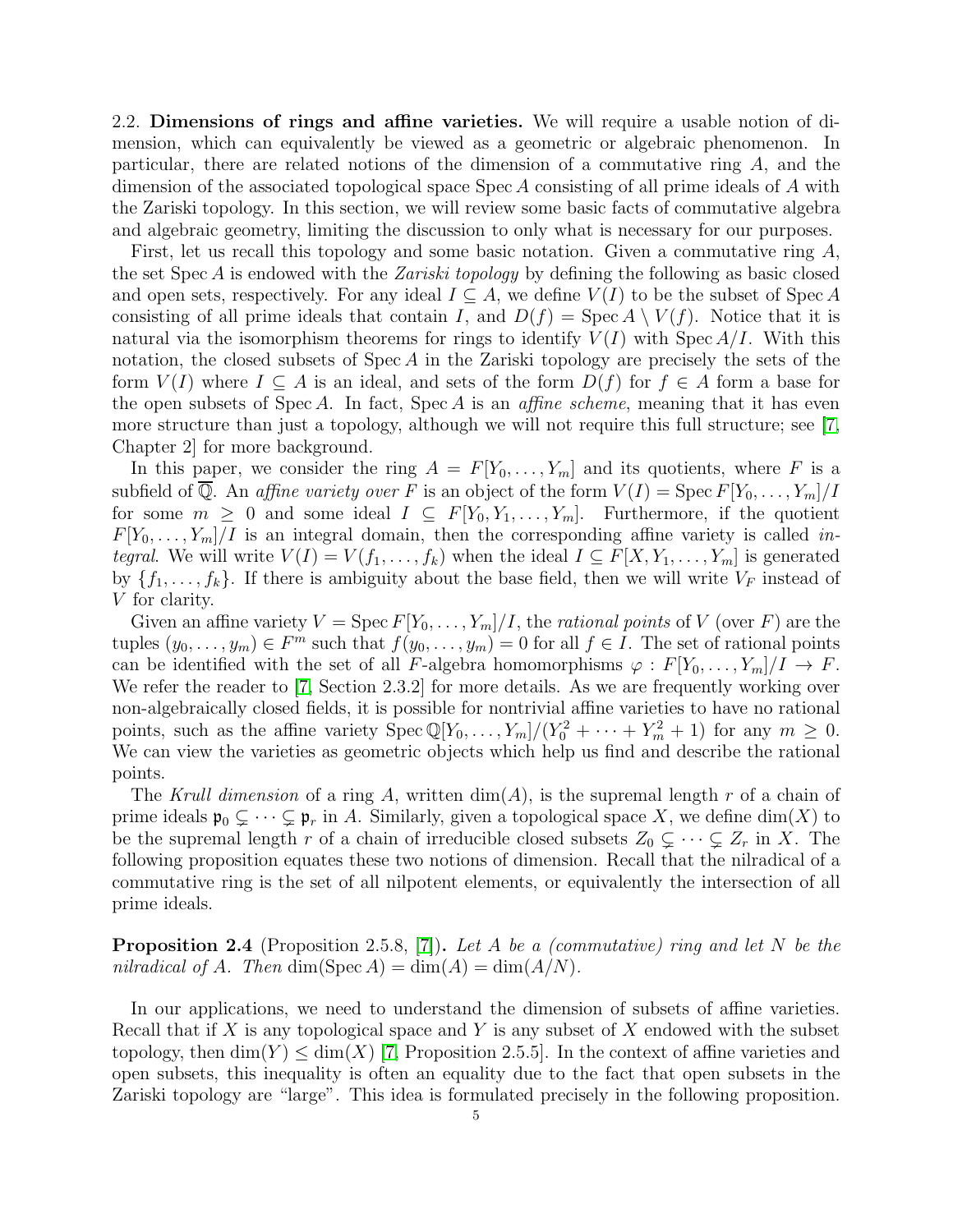2.2. **Dimensions of rings and affine varieties.** We will require a usable notion of dimension, which can equivalently be viewed as a geometric or algebraic phenomenon. In particular, there are related notions of the dimension of a commutative ring $A$, and the dimension of the associated topological space $\operatorname{Spec} A$ consisting of all prime ideals of $A$ with the Zariski topology. In this section, we will review some basic facts of commutative algebra and algebraic geometry, limiting the discussion to only what is necessary for our purposes.

First, let us recall this topology and some basic notation. Given a commutative ring $A$, the set $\operatorname{Spec} A$ is endowed with the *Zariski topology* by defining the following as basic closed and open sets, respectively. For any ideal $I \subseteq A$, we define $V(I)$ to be the subset of $\operatorname{Spec} A$ consisting of all prime ideals that contain $I$, and $D(f) = \operatorname{Spec} A \setminus V(f)$. Notice that it is natural via the isomorphism theorems for rings to identify $V(I)$ with $\operatorname{Spec} A/I$. With this notation, the closed subsets of $\operatorname{Spec} A$ in the Zariski topology are precisely the sets of the form $V(I)$ where $I \subseteq A$ is an ideal, and sets of the form $D(f)$ for $f \in A$ form a base for the open subsets of $\operatorname{Spec} A$. In fact, $\operatorname{Spec} A$ is an *affine scheme*, meaning that it has even more structure than just a topology, although we will not require this full structure; see [7, Chapter 2] for more background.

In this paper, we consider the ring $A = F[Y_0, \ldots, Y_m]$ and its quotients, where $F$ is a subfield of $\overline{\mathbb{Q}}$. An *affine variety over* $F$ is an object of the form $V(I) = \operatorname{Spec} F[Y_0, \ldots, Y_m]/I$ for some $m \geq 0$ and some ideal $I \subseteq F[Y_0, Y_1, \ldots, Y_m]$. Furthermore, if the quotient $F[Y_0, \ldots, Y_m]/I$ is an integral domain, then the corresponding affine variety is called *integral*. We will write $V(I) = V(f_1, \ldots, f_k)$ when the ideal $I \subseteq F[X, Y_1, \ldots, Y_m]$ is generated by $\{f_1, \ldots, f_k\}$. If there is ambiguity about the base field, then we will write $V_F$ instead of $V$ for clarity.

Given an affine variety $V = \operatorname{Spec} F[Y_0, \ldots, Y_m]/I$, the *rational points* of $V$ (over $F$) are the tuples $(y_0, \ldots, y_m) \in F^m$ such that $f(y_0, \ldots, y_m) = 0$ for all $f \in I$. The set of rational points can be identified with the set of all $F$-algebra homomorphisms $\varphi : F[Y_0, \ldots, Y_m]/I \to F$. We refer the reader to [7, Section 2.3.2] for more details. As we are frequently working over non-algebraically closed fields, it is possible for nontrivial affine varieties to have no rational points, such as the affine variety $\operatorname{Spec} \mathbb{Q}[Y_0, \ldots, Y_m]/(Y_0^2 + \cdots + Y_m^2 + 1)$ for any $m \geq 0$. We can view the varieties as geometric objects which help us find and describe the rational points.

The *Krull dimension* of a ring $A$, written $\dim(A)$, is the supremal length $r$ of a chain of prime ideals $\mathfrak{p}_0 \subsetneq \cdots \subsetneq \mathfrak{p}_r$ in $A$. Similarly, given a topological space $X$, we define $\dim(X)$ to be the supremal length $r$ of a chain of irreducible closed subsets $Z_0 \subsetneq \cdots \subsetneq Z_r$ in $X$. The following proposition equates these two notions of dimension. Recall that the nilradical of a commutative ring is the set of all nilpotent elements, or equivalently the intersection of all prime ideals.

**Proposition 2.4** (Proposition 2.5.8, [7])**.** *Let $A$ be a (commutative) ring and let $N$ be the nilradical of $A$. Then $\dim(\operatorname{Spec} A) = \dim(A) = \dim(A/N)$.*

In our applications, we need to understand the dimension of subsets of affine varieties. Recall that if $X$ is any topological space and $Y$ is any subset of $X$ endowed with the subset topology, then $\dim(Y) \leq \dim(X)$ [7, Proposition 2.5.5]. In the context of affine varieties and open subsets, this inequality is often an equality due to the fact that open subsets in the Zariski topology are "large". This idea is formulated precisely in the following proposition.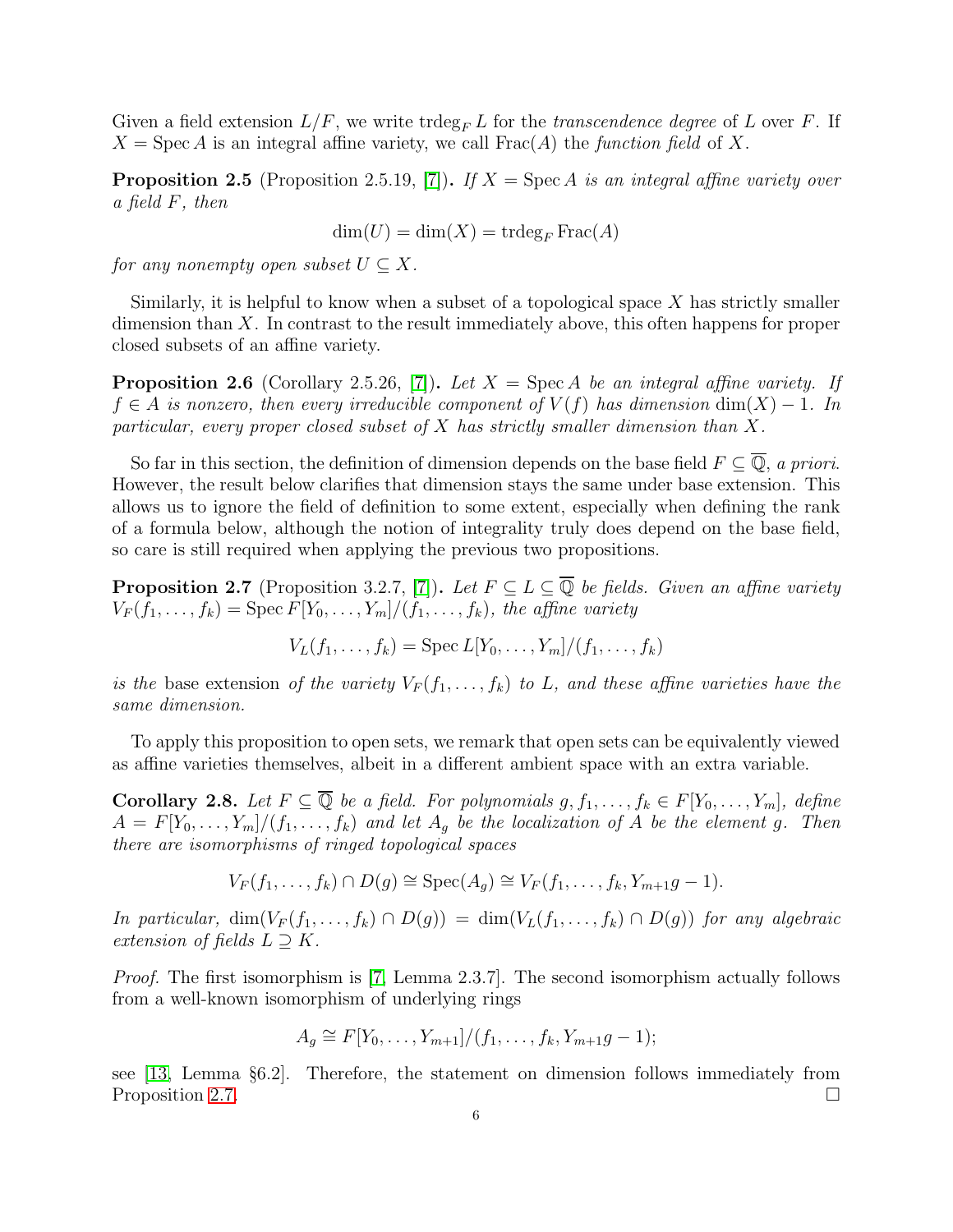Given a field extension $L/F$, we write $\operatorname{trdeg}_F L$ for the *transcendence degree* of $L$ over $F$. If $X = \operatorname{Spec} A$ is an integral affine variety, we call $\operatorname{Frac}(A)$ the *function field* of $X$.

**Proposition 2.5** (Proposition 2.5.19, [7])**.** *If $X = \operatorname{Spec} A$ is an integral affine variety over a field $F$, then*

$$\dim(U) = \dim(X) = \operatorname{trdeg}_F \operatorname{Frac}(A)$$

*for any nonempty open subset $U \subseteq X$.*

Similarly, it is helpful to know when a subset of a topological space $X$ has strictly smaller dimension than $X$. In contrast to the result immediately above, this often happens for proper closed subsets of an affine variety.

**Proposition 2.6** (Corollary 2.5.26, [7])**.** *Let $X = \operatorname{Spec} A$ be an integral affine variety. If $f \in A$ is nonzero, then every irreducible component of $V(f)$ has dimension $\dim(X) - 1$. In particular, every proper closed subset of $X$ has strictly smaller dimension than $X$.*

So far in this section, the definition of dimension depends on the base field $F \subseteq \overline{\mathbb{Q}}$, *a priori*. However, the result below clarifies that dimension stays the same under base extension. This allows us to ignore the field of definition to some extent, especially when defining the rank of a formula below, although the notion of integrality truly does depend on the base field, so care is still required when applying the previous two propositions.

**Proposition 2.7** (Proposition 3.2.7, [7])**.** *Let $F \subseteq L \subseteq \overline{\mathbb{Q}}$ be fields. Given an affine variety $V_F(f_1, \dots, f_k) = \operatorname{Spec} F[Y_0, \dots, Y_m]/(f_1, \dots, f_k)$, the affine variety*

$$V_L(f_1, \dots, f_k) = \operatorname{Spec} L[Y_0, \dots, Y_m]/(f_1, \dots, f_k)$$

*is the* base extension *of the variety $V_F(f_1, \dots, f_k)$ to $L$, and these affine varieties have the same dimension.*

To apply this proposition to open sets, we remark that open sets can be equivalently viewed as affine varieties themselves, albeit in a different ambient space with an extra variable.

**Corollary 2.8.** *Let $F \subseteq \overline{\mathbb{Q}}$ be a field. For polynomials $g, f_1, \dots, f_k \in F[Y_0, \dots, Y_m]$, define $A = F[Y_0, \dots, Y_m]/(f_1, \dots, f_k)$ and let $A_g$ be the localization of $A$ be the element $g$. Then there are isomorphisms of ringed topological spaces*

$$V_F(f_1, \dots, f_k) \cap D(g) \cong \operatorname{Spec}(A_g) \cong V_F(f_1, \dots, f_k, Y_{m+1}g - 1).$$

*In particular, $\dim(V_F(f_1, \dots, f_k) \cap D(g)) = \dim(V_L(f_1, \dots, f_k) \cap D(g))$ for any algebraic extension of fields $L \supseteq K$.*

*Proof.* The first isomorphism is [7, Lemma 2.3.7]. The second isomorphism actually follows from a well-known isomorphism of underlying rings

$$A_g \cong F[Y_0, \dots, Y_{m+1}]/(f_1, \dots, f_k, Y_{m+1}g - 1);$$

see [13, Lemma §6.2]. Therefore, the statement on dimension follows immediately from Proposition 2.7. □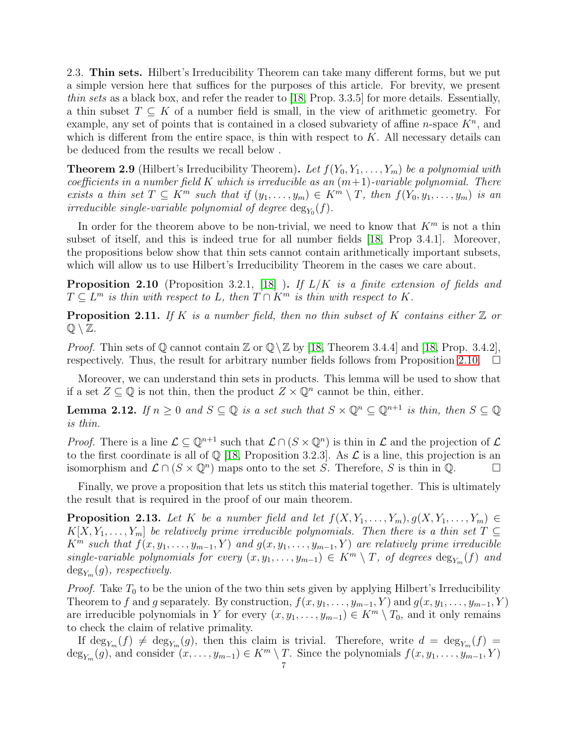2.3. **Thin sets.** Hilbert's Irreducibility Theorem can take many different forms, but we put a simple version here that suffices for the purposes of this article. For brevity, we present *thin sets* as a black box, and refer the reader to [18, Prop. 3.3.5] for more details. Essentially, a thin subset $T \subseteq K$ of a number field is small, in the view of arithmetic geometry. For example, any set of points that is contained in a closed subvariety of affine $n$-space $K^n$, and which is different from the entire space, is thin with respect to $K$. All necessary details can be deduced from the results we recall below .

**Theorem 2.9** (Hilbert's Irreducibility Theorem)**.** *Let $f(Y_0, Y_1, \ldots, Y_m)$ be a polynomial with coefficients in a number field $K$ which is irreducible as an $(m+1)$-variable polynomial. There exists a thin set $T \subseteq K^m$ such that if $(y_1, \ldots, y_m) \in K^m \setminus T$, then $f(Y_0, y_1, \ldots, y_m)$ is an irreducible single-variable polynomial of degree $\deg_{Y_0}(f)$.*

In order for the theorem above to be non-trivial, we need to know that $K^m$ is not a thin subset of itself, and this is indeed true for all number fields [18, Prop 3.4.1]. Moreover, the propositions below show that thin sets cannot contain arithmetically important subsets, which will allow us to use Hilbert's Irreducibility Theorem in the cases we care about.

**Proposition 2.10** (Proposition 3.2.1, [18] )**.** *If $L/K$ is a finite extension of fields and $T \subseteq L^m$ is thin with respect to $L$, then $T \cap K^m$ is thin with respect to $K$.*

**Proposition 2.11.** *If $K$ is a number field, then no thin subset of $K$ contains either $\mathbb{Z}$ or $\mathbb{Q} \setminus \mathbb{Z}$.*

*Proof.* Thin sets of $\mathbb{Q}$ cannot contain $\mathbb{Z}$ or $\mathbb{Q} \setminus \mathbb{Z}$ by [18, Theorem 3.4.4] and [18, Prop. 3.4.2], respectively. Thus, the result for arbitrary number fields follows from Proposition 2.10. □

Moreover, we can understand thin sets in products. This lemma will be used to show that if a set $Z \subseteq \mathbb{Q}$ is not thin, then the product $Z \times \mathbb{Q}^n$ cannot be thin, either.

**Lemma 2.12.** *If $n \geq 0$ and $S \subseteq \mathbb{Q}$ is a set such that $S \times \mathbb{Q}^n \subseteq \mathbb{Q}^{n+1}$ is thin, then $S \subseteq \mathbb{Q}$ is thin.*

*Proof.* There is a line $\mathcal{L} \subseteq \mathbb{Q}^{n+1}$ such that $\mathcal{L} \cap (S \times \mathbb{Q}^n)$ is thin in $\mathcal{L}$ and the projection of $\mathcal{L}$ to the first coordinate is all of $\mathbb{Q}$ [18, Proposition 3.2.3]. As $\mathcal{L}$ is a line, this projection is an isomorphism and $\mathcal{L} \cap (S \times \mathbb{Q}^n)$ maps onto to the set $S$. Therefore, $S$ is thin in $\mathbb{Q}$. □

Finally, we prove a proposition that lets us stitch this material together. This is ultimately the result that is required in the proof of our main theorem.

**Proposition 2.13.** *Let $K$ be a number field and let $f(X, Y_1, \ldots, Y_m), g(X, Y_1, \ldots, Y_m) \in K[X, Y_1, \ldots, Y_m]$ be relatively prime irreducible polynomials. Then there is a thin set $T \subseteq K^m$ such that $f(x, y_1, \ldots, y_{m-1}, Y)$ and $g(x, y_1, \ldots, y_{m-1}, Y)$ are relatively prime irreducible single-variable polynomials for every $(x, y_1, \ldots, y_{m-1}) \in K^m \setminus T$, of degrees $\deg_{Y_m}(f)$ and $\deg_{Y_m}(g)$, respectively.*

*Proof.* Take $T_0$ to be the union of the two thin sets given by applying Hilbert's Irreducibility Theorem to $f$ and $g$ separately. By construction, $f(x, y_1, \ldots, y_{m-1}, Y)$ and $g(x, y_1, \ldots, y_{m-1}, Y)$ are irreducible polynomials in $Y$ for every $(x, y_1, \ldots, y_{m-1}) \in K^m \setminus T_0$, and it only remains to check the claim of relative primality.

If $\deg_{Y_m}(f) \neq \deg_{Y_m}(g)$, then this claim is trivial. Therefore, write $d = \deg_{Y_m}(f) = \deg_{Y_m}(g)$, and consider $(x, \ldots, y_{m-1}) \in K^m \setminus T$. Since the polynomials $f(x, y_1, \ldots, y_{m-1}, Y)$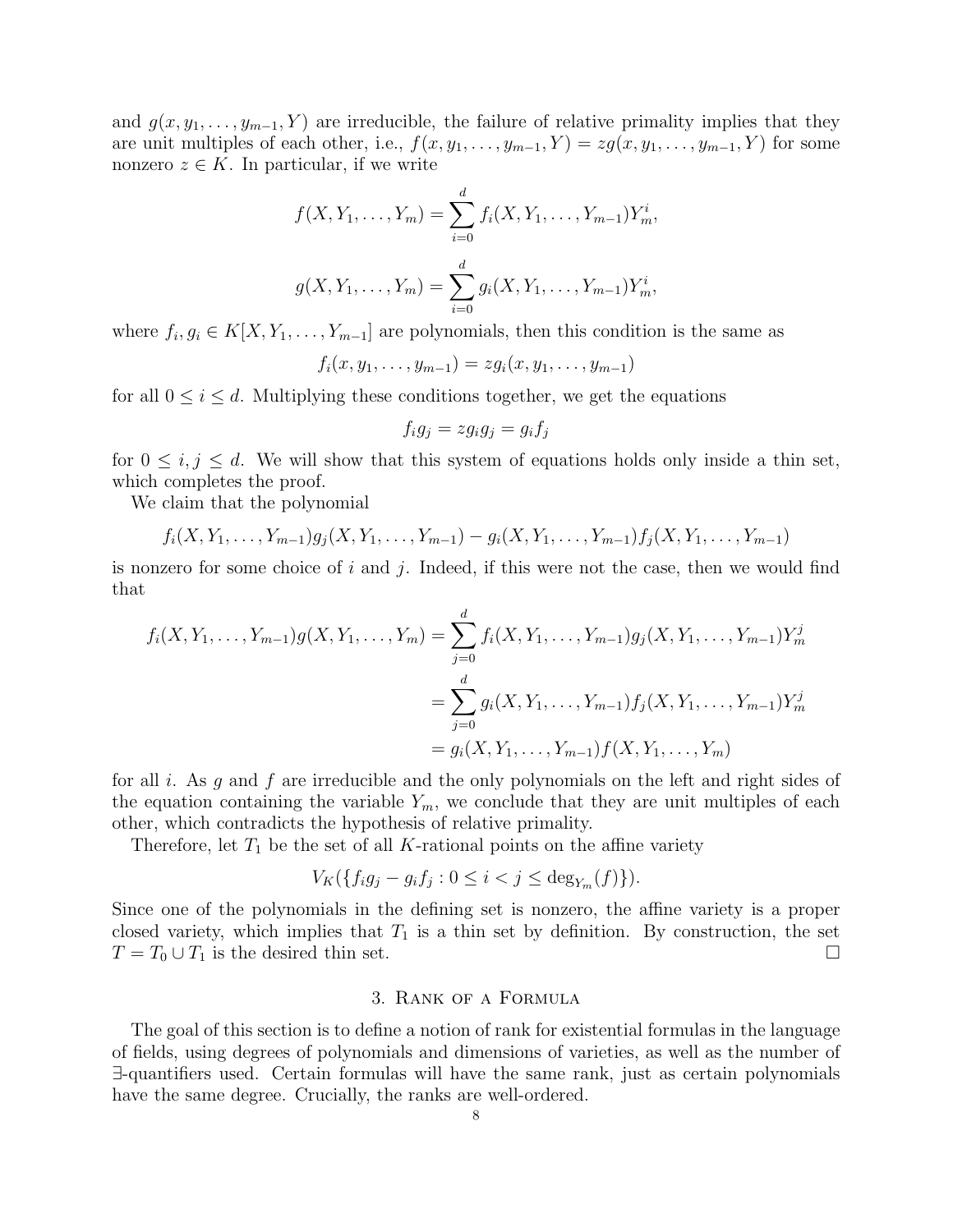and $g(x, y_1, \ldots, y_{m-1}, Y)$ are irreducible, the failure of relative primality implies that they are unit multiples of each other, i.e., $f(x, y_1, \ldots, y_{m-1}, Y) = zg(x, y_1, \ldots, y_{m-1}, Y)$ for some nonzero $z \in K$. In particular, if we write

$$f(X, Y_1, \ldots, Y_m) = \sum_{i=0}^{d} f_i(X, Y_1, \ldots, Y_{m-1})Y_m^i,$$

$$g(X, Y_1, \ldots, Y_m) = \sum_{i=0}^{d} g_i(X, Y_1, \ldots, Y_{m-1})Y_m^i,$$

where $f_i, g_i \in K[X, Y_1, \ldots, Y_{m-1}]$ are polynomials, then this condition is the same as

$$f_i(x, y_1, \ldots, y_{m-1}) = zg_i(x, y_1, \ldots, y_{m-1})$$

for all $0 \leq i \leq d$. Multiplying these conditions together, we get the equations

$$f_i g_j = zg_i g_j = g_i f_j$$

for $0 \leq i, j \leq d$. We will show that this system of equations holds only inside a thin set, which completes the proof.

We claim that the polynomial

$$f_i(X, Y_1, \ldots, Y_{m-1})g_j(X, Y_1, \ldots, Y_{m-1}) - g_i(X, Y_1, \ldots, Y_{m-1})f_j(X, Y_1, \ldots, Y_{m-1})$$

is nonzero for some choice of $i$ and $j$. Indeed, if this were not the case, then we would find that

$$\begin{aligned} f_i(X, Y_1, \ldots, Y_{m-1})g(X, Y_1, \ldots, Y_m) &= \sum_{j=0}^{d} f_i(X, Y_1, \ldots, Y_{m-1})g_j(X, Y_1, \ldots, Y_{m-1})Y_m^j \\ &= \sum_{j=0}^{d} g_i(X, Y_1, \ldots, Y_{m-1})f_j(X, Y_1, \ldots, Y_{m-1})Y_m^j \\ &= g_i(X, Y_1, \ldots, Y_{m-1})f(X, Y_1, \ldots, Y_m) \end{aligned}$$

for all $i$. As $g$ and $f$ are irreducible and the only polynomials on the left and right sides of the equation containing the variable $Y_m$, we conclude that they are unit multiples of each other, which contradicts the hypothesis of relative primality.

Therefore, let $T_1$ be the set of all $K$-rational points on the affine variety

$$V_K(\{f_i g_j - g_i f_j : 0 \leq i < j \leq \deg_{Y_m}(f)\}).$$

Since one of the polynomials in the defining set is nonzero, the affine variety is a proper closed variety, which implies that $T_1$ is a thin set by definition. By construction, the set $T = T_0 \cup T_1$ is the desired thin set. □

## 3. Rank of a Formula

The goal of this section is to define a notion of rank for existential formulas in the language of fields, using degrees of polynomials and dimensions of varieties, as well as the number of $\exists$-quantifiers used. Certain formulas will have the same rank, just as certain polynomials have the same degree. Crucially, the ranks are well-ordered.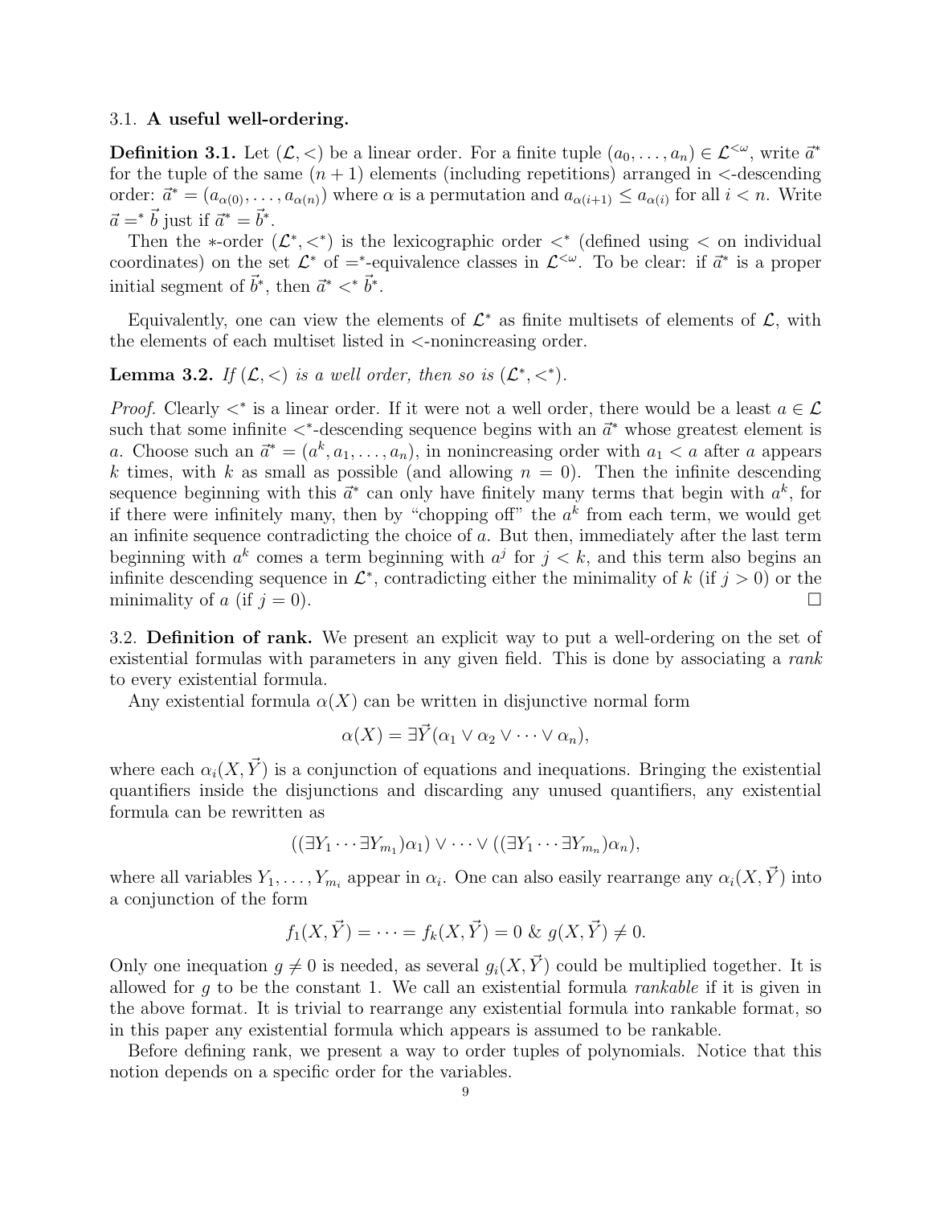### 3.1. **A useful well-ordering.**

**Definition 3.1.** Let $(\mathcal{L}, <)$ be a linear order. For a finite tuple $(a_0, \ldots, a_n) \in \mathcal{L}^{<\omega}$, write $\vec{a}^*$ for the tuple of the same $(n+1)$ elements (including repetitions) arranged in $<$-descending order: $\vec{a}^* = (a_{\alpha(0)}, \ldots, a_{\alpha(n)})$ where $\alpha$ is a permutation and $a_{\alpha(i+1)} \leq a_{\alpha(i)}$ for all $i < n$. Write $\vec{a} =^* \vec{b}$ just if $\vec{a}^* = \vec{b}^*$.

Then the $*$-order $(\mathcal{L}^*, <^*)$ is the lexicographic order $<^*$ (defined using $<$ on individual coordinates) on the set $\mathcal{L}^*$ of $=^*$-equivalence classes in $\mathcal{L}^{<\omega}$. To be clear: if $\vec{a}^*$ is a proper initial segment of $\vec{b}^*$, then $\vec{a}^* <^* \vec{b}^*$.

Equivalently, one can view the elements of $\mathcal{L}^*$ as finite multisets of elements of $\mathcal{L}$, with the elements of each multiset listed in $<$-nonincreasing order.

**Lemma 3.2.** *If $(\mathcal{L}, <)$ is a well order, then so is $(\mathcal{L}^*, <^*)$.*

*Proof.* Clearly $<^*$ is a linear order. If it were not a well order, there would be a least $a \in \mathcal{L}$ such that some infinite $<^*$-descending sequence begins with an $\vec{a}^*$ whose greatest element is $a$. Choose such an $\vec{a}^* = (a^k, a_1, \ldots, a_n)$, in nonincreasing order with $a_1 < a$ after $a$ appears $k$ times, with $k$ as small as possible (and allowing $n = 0$). Then the infinite descending sequence beginning with this $\vec{a}^*$ can only have finitely many terms that begin with $a^k$, for if there were infinitely many, then by "chopping off" the $a^k$ from each term, we would get an infinite sequence contradicting the choice of $a$. But then, immediately after the last term beginning with $a^k$ comes a term beginning with $a^j$ for $j < k$, and this term also begins an infinite descending sequence in $\mathcal{L}^*$, contradicting either the minimality of $k$ (if $j > 0$) or the minimality of $a$ (if $j = 0$). $\square$

### 3.2. **Definition of rank.**

We present an explicit way to put a well-ordering on the set of existential formulas with parameters in any given field. This is done by associating a *rank* to every existential formula.

Any existential formula $\alpha(X)$ can be written in disjunctive normal form

$$\alpha(X) = \exists \vec{Y}(\alpha_1 \vee \alpha_2 \vee \cdots \vee \alpha_n),$$

where each $\alpha_i(X, \vec{Y})$ is a conjunction of equations and inequations. Bringing the existential quantifiers inside the disjunctions and discarding any unused quantifiers, any existential formula can be rewritten as

$$((\exists Y_1 \cdots \exists Y_{m_1})\alpha_1) \vee \cdots \vee ((\exists Y_1 \cdots \exists Y_{m_n})\alpha_n),$$

where all variables $Y_1, \ldots, Y_{m_i}$ appear in $\alpha_i$. One can also easily rearrange any $\alpha_i(X, \vec{Y})$ into a conjunction of the form

$$f_1(X, \vec{Y}) = \cdots = f_k(X, \vec{Y}) = 0 \ \& \ g(X, \vec{Y}) \neq 0.$$

Only one inequation $g \neq 0$ is needed, as several $g_i(X, \vec{Y})$ could be multiplied together. It is allowed for $g$ to be the constant 1. We call an existential formula *rankable* if it is given in the above format. It is trivial to rearrange any existential formula into rankable format, so in this paper any existential formula which appears is assumed to be rankable.

Before defining rank, we present a way to order tuples of polynomials. Notice that this notion depends on a specific order for the variables.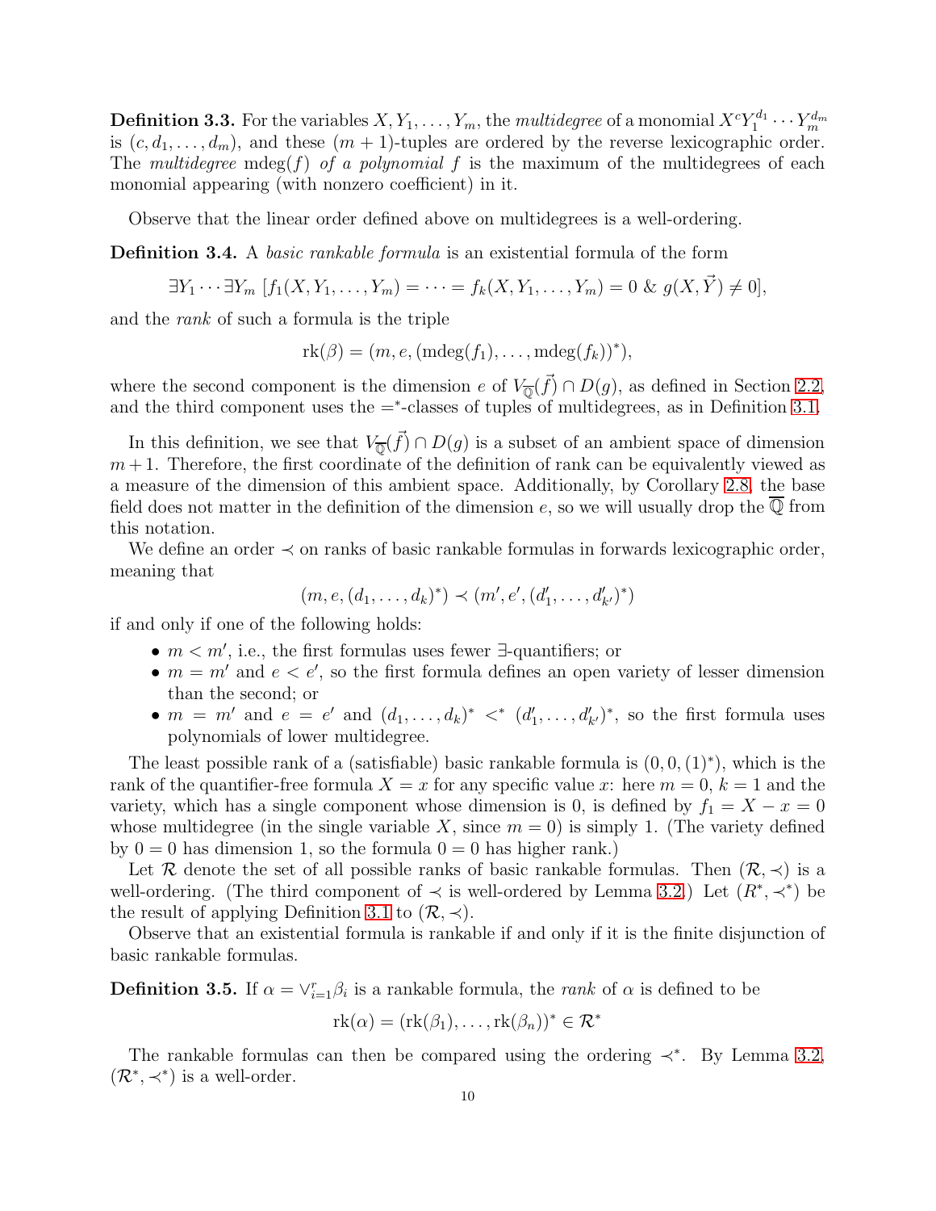**Definition 3.3.** For the variables $X, Y_1, \ldots, Y_m$, the *multidegree* of a monomial $X^c Y_1^{d_1} \cdots Y_m^{d_m}$ is $(c, d_1, \ldots, d_m)$, and these $(m+1)$-tuples are ordered by the reverse lexicographic order. The *multidegree* $\text{mdeg}(f)$ *of a polynomial* $f$ is the maximum of the multidegrees of each monomial appearing (with nonzero coefficient) in it.

Observe that the linear order defined above on multidegrees is a well-ordering.

**Definition 3.4.** A *basic rankable formula* is an existential formula of the form

$$\exists Y_1 \cdots \exists Y_m \; [f_1(X, Y_1, \ldots, Y_m) = \cdots = f_k(X, Y_1, \ldots, Y_m) = 0 \; \& \; g(X, \vec{Y}) \neq 0],$$

and the *rank* of such a formula is the triple

$$\text{rk}(\beta) = (m, e, (\text{mdeg}(f_1), \ldots, \text{mdeg}(f_k))^*),$$

where the second component is the dimension $e$ of $V_{\overline{\mathbb{Q}}}(\vec{f}) \cap D(g)$, as defined in Section 2.2, and the third component uses the $=^*$-classes of tuples of multidegrees, as in Definition 3.1.

In this definition, we see that $V_{\overline{\mathbb{Q}}}(\vec{f}) \cap D(g)$ is a subset of an ambient space of dimension $m+1$. Therefore, the first coordinate of the definition of rank can be equivalently viewed as a measure of the dimension of this ambient space. Additionally, by Corollary 2.8, the base field does not matter in the definition of the dimension $e$, so we will usually drop the $\overline{\mathbb{Q}}$ from this notation.

We define an order $\prec$ on ranks of basic rankable formulas in forwards lexicographic order, meaning that

$$(m, e, (d_1, \ldots, d_k)^*) \prec (m', e', (d'_1, \ldots, d'_{k'})^*)$$

if and only if one of the following holds:

- $m < m'$, i.e., the first formulas uses fewer $\exists$-quantifiers; or
- $m = m'$ and $e < e'$, so the first formula defines an open variety of lesser dimension than the second; or
- $m = m'$ and $e = e'$ and $(d_1, \ldots, d_k)^* <^* (d'_1, \ldots, d'_{k'})^*$, so the first formula uses polynomials of lower multidegree.

The least possible rank of a (satisfiable) basic rankable formula is $(0, 0, (1)^*)$, which is the rank of the quantifier-free formula $X = x$ for any specific value $x$: here $m = 0$, $k = 1$ and the variety, which has a single component whose dimension is 0, is defined by $f_1 = X - x = 0$ whose multidegree (in the single variable $X$, since $m = 0$) is simply 1. (The variety defined by $0 = 0$ has dimension 1, so the formula $0 = 0$ has higher rank.)

Let $\mathcal{R}$ denote the set of all possible ranks of basic rankable formulas. Then $(\mathcal{R}, \prec)$ is a well-ordering. (The third component of $\prec$ is well-ordered by Lemma 3.2.) Let $(R^*, \prec^*)$ be the result of applying Definition 3.1 to $(\mathcal{R}, \prec)$.

Observe that an existential formula is rankable if and only if it is the finite disjunction of basic rankable formulas.

**Definition 3.5.** If $\alpha = \vee_{i=1}^r \beta_i$ is a rankable formula, the *rank* of $\alpha$ is defined to be

$$\text{rk}(\alpha) = (\text{rk}(\beta_1), \ldots, \text{rk}(\beta_n))^* \in \mathcal{R}^*$$

The rankable formulas can then be compared using the ordering $\prec^*$. By Lemma 3.2, $(\mathcal{R}^*, \prec^*)$ is a well-order.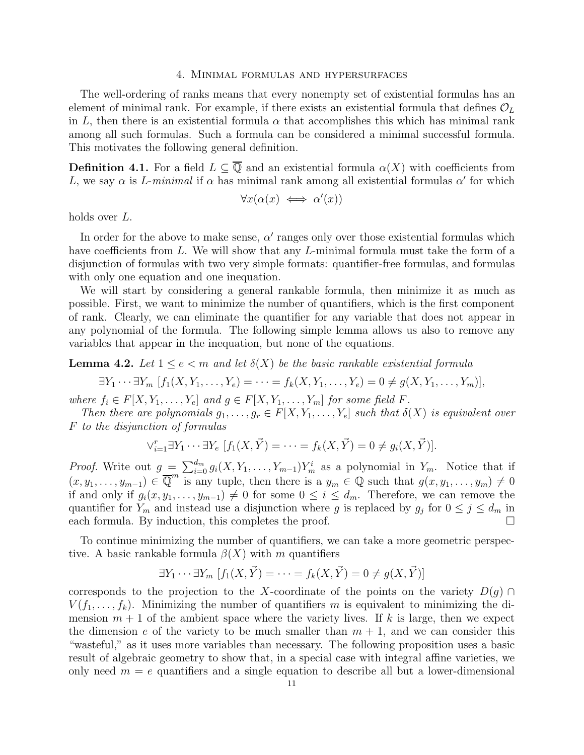## 4. Minimal formulas and hypersurfaces

The well-ordering of ranks means that every nonempty set of existential formulas has an element of minimal rank. For example, if there exists an existential formula that defines $\mathcal{O}_L$ in $L$, then there is an existential formula $\alpha$ that accomplishes this which has minimal rank among all such formulas. Such a formula can be considered a minimal successful formula. This motivates the following general definition.

**Definition 4.1.** For a field $L \subseteq \overline{\mathbb{Q}}$ and an existential formula $\alpha(X)$ with coefficients from $L$, we say $\alpha$ is *$L$-minimal* if $\alpha$ has minimal rank among all existential formulas $\alpha'$ for which

$$\forall x(\alpha(x) \iff \alpha'(x))$$

holds over $L$.

In order for the above to make sense, $\alpha'$ ranges only over those existential formulas which have coefficients from $L$. We will show that any $L$-minimal formula must take the form of a disjunction of formulas with two very simple formats: quantifier-free formulas, and formulas with only one equation and one inequation.

We will start by considering a general rankable formula, then minimize it as much as possible. First, we want to minimize the number of quantifiers, which is the first component of rank. Clearly, we can eliminate the quantifier for any variable that does not appear in any polynomial of the formula. The following simple lemma allows us also to remove any variables that appear in the inequation, but none of the equations.

**Lemma 4.2.** *Let $1 \leq e < m$ and let $\delta(X)$ be the basic rankable existential formula*

$$\exists Y_1 \cdots \exists Y_m \; [f_1(X, Y_1, \ldots, Y_e) = \cdots = f_k(X, Y_1, \ldots, Y_e) = 0 \neq g(X, Y_1, \ldots, Y_m)],$$

*where $f_i \in F[X, Y_1, \ldots, Y_e]$ and $g \in F[X, Y_1, \ldots, Y_m]$ for some field $F$.*

*Then there are polynomials $g_1, \ldots, g_r \in F[X, Y_1, \ldots, Y_e]$ such that $\delta(X)$ is equivalent over $F$ to the disjunction of formulas*

$$\vee_{i=1}^{r} \exists Y_1 \cdots \exists Y_e \; [f_1(X, \vec{Y}) = \cdots = f_k(X, \vec{Y}) = 0 \neq g_i(X, \vec{Y})].$$

*Proof.* Write out $g = \sum_{i=0}^{d_m} g_i(X, Y_1, \ldots, Y_{m-1}) Y_m^i$ as a polynomial in $Y_m$. Notice that if $(x, y_1, \ldots, y_{m-1}) \in \overline{\mathbb{Q}}^m$ is any tuple, then there is a $y_m \in \mathbb{Q}$ such that $g(x, y_1, \ldots, y_m) \neq 0$ if and only if $g_i(x, y_1, \ldots, y_{m-1}) \neq 0$ for some $0 \leq i \leq d_m$. Therefore, we can remove the quantifier for $Y_m$ and instead use a disjunction where $g$ is replaced by $g_j$ for $0 \leq j \leq d_m$ in each formula. By induction, this completes the proof. $\square$

To continue minimizing the number of quantifiers, we can take a more geometric perspective. A basic rankable formula $\beta(X)$ with $m$ quantifiers

$$\exists Y_1 \cdots \exists Y_m \; [f_1(X, \vec{Y}) = \cdots = f_k(X, \vec{Y}) = 0 \neq g(X, \vec{Y})]$$

corresponds to the projection to the $X$-coordinate of the points on the variety $D(g) \cap V(f_1, \ldots, f_k)$. Minimizing the number of quantifiers $m$ is equivalent to minimizing the dimension $m+1$ of the ambient space where the variety lives. If $k$ is large, then we expect the dimension $e$ of the variety to be much smaller than $m+1$, and we can consider this "wasteful," as it uses more variables than necessary. The following proposition uses a basic result of algebraic geometry to show that, in a special case with integral affine varieties, we only need $m = e$ quantifiers and a single equation to describe all but a lower-dimensional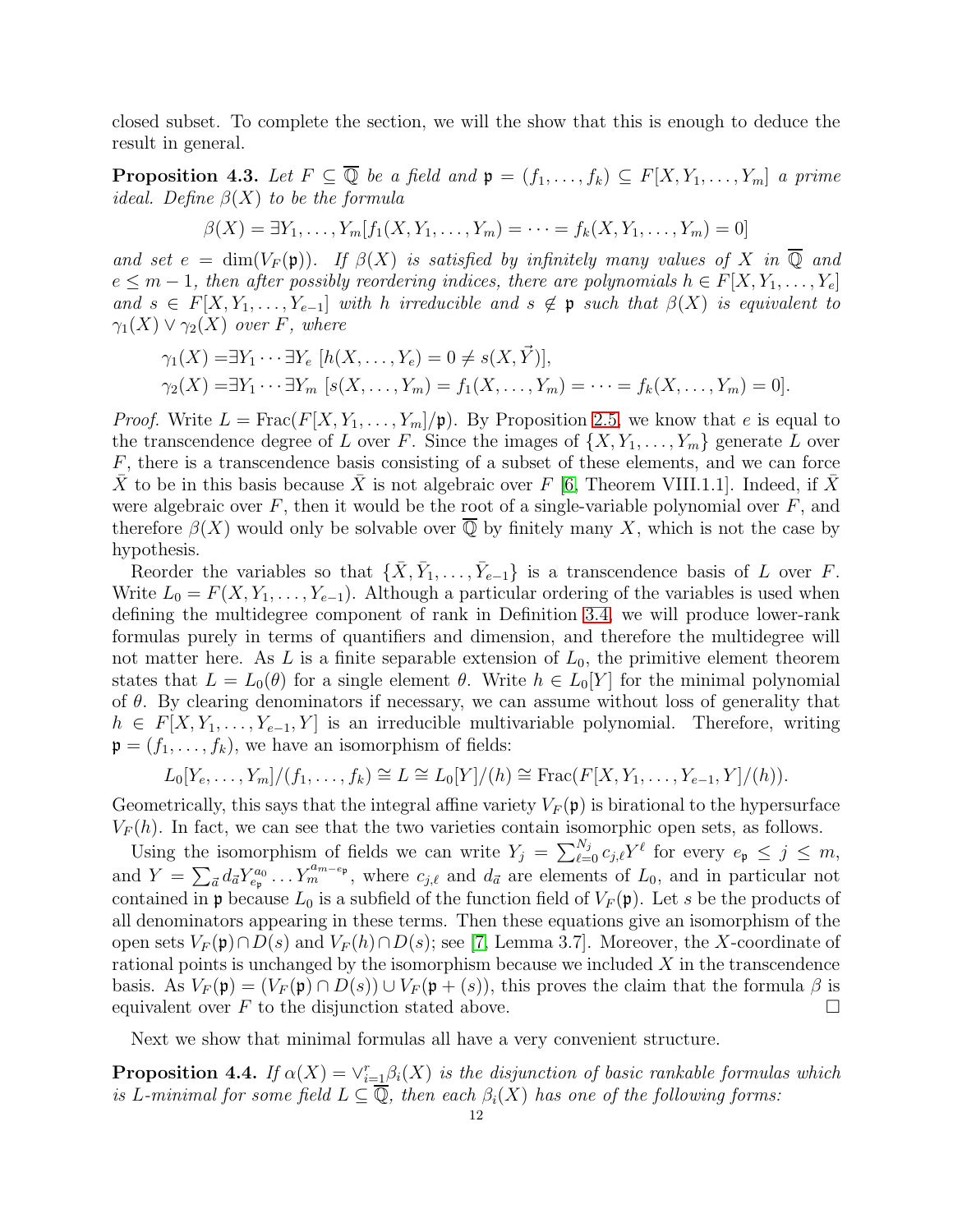closed subset. To complete the section, we will the show that this is enough to deduce the result in general.

**Proposition 4.3.** *Let $F \subseteq \overline{\mathbb{Q}}$ be a field and $\mathfrak{p} = (f_1, \ldots, f_k) \subseteq F[X, Y_1, \ldots, Y_m]$ a prime ideal. Define $\beta(X)$ to be the formula*

$$\beta(X) = \exists Y_1, \ldots, Y_m[f_1(X, Y_1, \ldots, Y_m) = \cdots = f_k(X, Y_1, \ldots, Y_m) = 0]$$

*and set $e = \dim(V_F(\mathfrak{p}))$. If $\beta(X)$ is satisfied by infinitely many values of $X$ in $\overline{\mathbb{Q}}$ and $e \leq m-1$, then after possibly reordering indices, there are polynomials $h \in F[X, Y_1, \ldots, Y_e]$ and $s \in F[X, Y_1, \ldots, Y_{e-1}]$ with $h$ irreducible and $s \notin \mathfrak{p}$ such that $\beta(X)$ is equivalent to $\gamma_1(X) \vee \gamma_2(X)$ over $F$, where*

$$\gamma_1(X) = \exists Y_1 \cdots \exists Y_e \; [h(X, \ldots, Y_e) = 0 \neq s(X, \vec{Y})],$$
$$\gamma_2(X) = \exists Y_1 \cdots \exists Y_m \; [s(X, \ldots, Y_m) = f_1(X, \ldots, Y_m) = \cdots = f_k(X, \ldots, Y_m) = 0].$$

*Proof.* Write $L = \mathrm{Frac}(F[X, Y_1, \ldots, Y_m]/\mathfrak{p})$. By Proposition 2.5, we know that $e$ is equal to the transcendence degree of $L$ over $F$. Since the images of $\{X, Y_1, \ldots, Y_m\}$ generate $L$ over $F$, there is a transcendence basis consisting of a subset of these elements, and we can force $\bar{X}$ to be in this basis because $\bar{X}$ is not algebraic over $F$ [6, Theorem VIII.1.1]. Indeed, if $\bar{X}$ were algebraic over $F$, then it would be the root of a single-variable polynomial over $F$, and therefore $\beta(X)$ would only be solvable over $\overline{\mathbb{Q}}$ by finitely many $X$, which is not the case by hypothesis.

Reorder the variables so that $\{\bar{X}, \bar{Y}_1, \ldots, \bar{Y}_{e-1}\}$ is a transcendence basis of $L$ over $F$. Write $L_0 = F(X, Y_1, \ldots, Y_{e-1})$. Although a particular ordering of the variables is used when defining the multidegree component of rank in Definition 3.4, we will produce lower-rank formulas purely in terms of quantifiers and dimension, and therefore the multidegree will not matter here. As $L$ is a finite separable extension of $L_0$, the primitive element theorem states that $L = L_0(\theta)$ for a single element $\theta$. Write $h \in L_0[Y]$ for the minimal polynomial of $\theta$. By clearing denominators if necessary, we can assume without loss of generality that $h \in F[X, Y_1, \ldots, Y_{e-1}, Y]$ is an irreducible multivariable polynomial. Therefore, writing $\mathfrak{p} = (f_1, \ldots, f_k)$, we have an isomorphism of fields:

$$L_0[Y_e, \ldots, Y_m]/(f_1, \ldots, f_k) \cong L \cong L_0[Y]/(h) \cong \mathrm{Frac}(F[X, Y_1, \ldots, Y_{e-1}, Y]/(h)).$$

Geometrically, this says that the integral affine variety $V_F(\mathfrak{p})$ is birational to the hypersurface $V_F(h)$. In fact, we can see that the two varieties contain isomorphic open sets, as follows.

Using the isomorphism of fields we can write $Y_j = \sum_{\ell=0}^{N_j} c_{j,\ell} Y^\ell$ for every $e_\mathfrak{p} \leq j \leq m$, and $Y = \sum_{\vec{a}} d_{\vec{a}} Y_{e_\mathfrak{p}}^{a_0} \ldots Y_m^{a_{m-e_\mathfrak{p}}}$, where $c_{j,\ell}$ and $d_{\vec{a}}$ are elements of $L_0$, and in particular not contained in $\mathfrak{p}$ because $L_0$ is a subfield of the function field of $V_F(\mathfrak{p})$. Let $s$ be the products of all denominators appearing in these terms. Then these equations give an isomorphism of the open sets $V_F(\mathfrak{p}) \cap D(s)$ and $V_F(h) \cap D(s)$; see [7, Lemma 3.7]. Moreover, the $X$-coordinate of rational points is unchanged by the isomorphism because we included $X$ in the transcendence basis. As $V_F(\mathfrak{p}) = (V_F(\mathfrak{p}) \cap D(s)) \cup V_F(\mathfrak{p} + (s))$, this proves the claim that the formula $\beta$ is equivalent over $F$ to the disjunction stated above. $\square$

Next we show that minimal formulas all have a very convenient structure.

**Proposition 4.4.** *If $\alpha(X) = \vee_{i=1}^r \beta_i(X)$ is the disjunction of basic rankable formulas which is $L$-minimal for some field $L \subseteq \overline{\mathbb{Q}}$, then each $\beta_i(X)$ has one of the following forms:*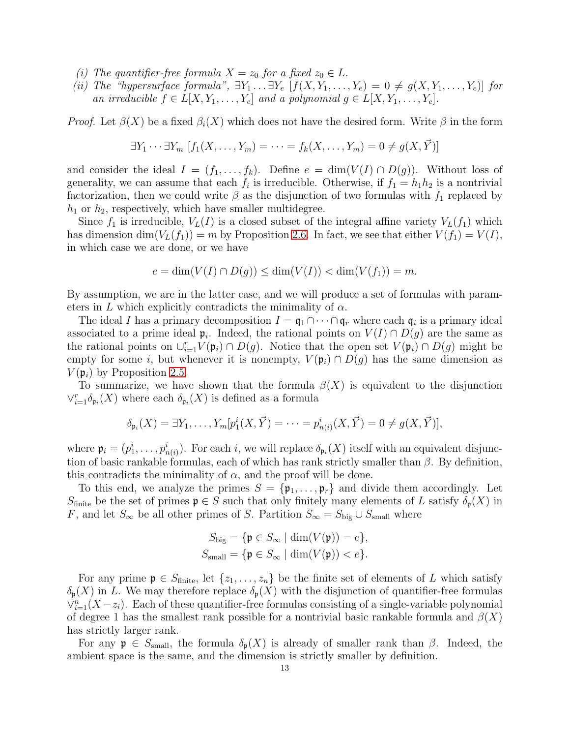(i) *The quantifier-free formula $X = z_0$ for a fixed $z_0 \in L$.*
(ii) *The "hypersurface formula", $\exists Y_1 \dots \exists Y_e\ [f(X, Y_1, \dots, Y_e) = 0 \neq g(X, Y_1, \dots, Y_e)]$ for an irreducible $f \in L[X, Y_1, \dots, Y_e]$ and a polynomial $g \in L[X, Y_1, \dots, Y_e]$.*

*Proof.* Let $\beta(X)$ be a fixed $\beta_i(X)$ which does not have the desired form. Write $\beta$ in the form

$$\exists Y_1 \cdots \exists Y_m\ [f_1(X, \dots, Y_m) = \cdots = f_k(X, \dots, Y_m) = 0 \neq g(X, \vec{Y})]$$

and consider the ideal $I = (f_1, \dots, f_k)$. Define $e = \dim(V(I) \cap D(g))$. Without loss of generality, we can assume that each $f_i$ is irreducible. Otherwise, if $f_1 = h_1 h_2$ is a nontrivial factorization, then we could write $\beta$ as the disjunction of two formulas with $f_1$ replaced by $h_1$ or $h_2$, respectively, which have smaller multidegree.

Since $f_1$ is irreducible, $V_L(I)$ is a closed subset of the integral affine variety $V_L(f_1)$ which has dimension $\dim(V_L(f_1)) = m$ by Proposition 2.6. In fact, we see that either $V(f_1) = V(I)$, in which case we are done, or we have

$$e = \dim(V(I) \cap D(g)) \leq \dim(V(I)) < \dim(V(f_1)) = m.$$

By assumption, we are in the latter case, and we will produce a set of formulas with parameters in $L$ which explicitly contradicts the minimality of $\alpha$.

The ideal $I$ has a primary decomposition $I = \mathfrak{q}_1 \cap \cdots \cap \mathfrak{q}_r$ where each $\mathfrak{q}_i$ is a primary ideal associated to a prime ideal $\mathfrak{p}_i$. Indeed, the rational points on $V(I) \cap D(g)$ are the same as the rational points on $\cup_{i=1}^r V(\mathfrak{p}_i) \cap D(g)$. Notice that the open set $V(\mathfrak{p}_i) \cap D(g)$ might be empty for some $i$, but whenever it is nonempty, $V(\mathfrak{p}_i) \cap D(g)$ has the same dimension as $V(\mathfrak{p}_i)$ by Proposition 2.5.

To summarize, we have shown that the formula $\beta(X)$ is equivalent to the disjunction $\vee_{i=1}^r \delta_{\mathfrak{p}_i}(X)$ where each $\delta_{\mathfrak{p}_i}(X)$ is defined as a formula

$$\delta_{\mathfrak{p}_i}(X) = \exists Y_1, \dots, Y_m [p_1^i(X, \vec{Y}) = \cdots = p_{n(i)}^i(X, \vec{Y}) = 0 \neq g(X, \vec{Y})],$$

where $\mathfrak{p}_i = (p_1^i, \dots, p_{n(i)}^i)$. For each $i$, we will replace $\delta_{\mathfrak{p}_i}(X)$ itself with an equivalent disjunction of basic rankable formulas, each of which has rank strictly smaller than $\beta$. By definition, this contradicts the minimality of $\alpha$, and the proof will be done.

To this end, we analyze the primes $S = \{\mathfrak{p}_1, \dots, \mathfrak{p}_r\}$ and divide them accordingly. Let $S_{\text{finite}}$ be the set of primes $\mathfrak{p} \in S$ such that only finitely many elements of $L$ satisfy $\delta_{\mathfrak{p}}(X)$ in $F$, and let $S_\infty$ be all other primes of $S$. Partition $S_\infty = S_{\text{big}} \cup S_{\text{small}}$ where

$$S_{\text{big}} = \{\mathfrak{p} \in S_\infty \mid \dim(V(\mathfrak{p})) = e\},$$
$$S_{\text{small}} = \{\mathfrak{p} \in S_\infty \mid \dim(V(\mathfrak{p})) < e\}.$$

For any prime $\mathfrak{p} \in S_{\text{finite}}$, let $\{z_1, \dots, z_n\}$ be the finite set of elements of $L$ which satisfy $\delta_{\mathfrak{p}}(X)$ in $L$. We may therefore replace $\delta_{\mathfrak{p}}(X)$ with the disjunction of quantifier-free formulas $\vee_{i=1}^n (X - z_i)$. Each of these quantifier-free formulas consisting of a single-variable polynomial of degree 1 has the smallest rank possible for a nontrivial basic rankable formula and $\beta(X)$ has strictly larger rank.

For any $\mathfrak{p} \in S_{\text{small}}$, the formula $\delta_{\mathfrak{p}}(X)$ is already of smaller rank than $\beta$. Indeed, the ambient space is the same, and the dimension is strictly smaller by definition.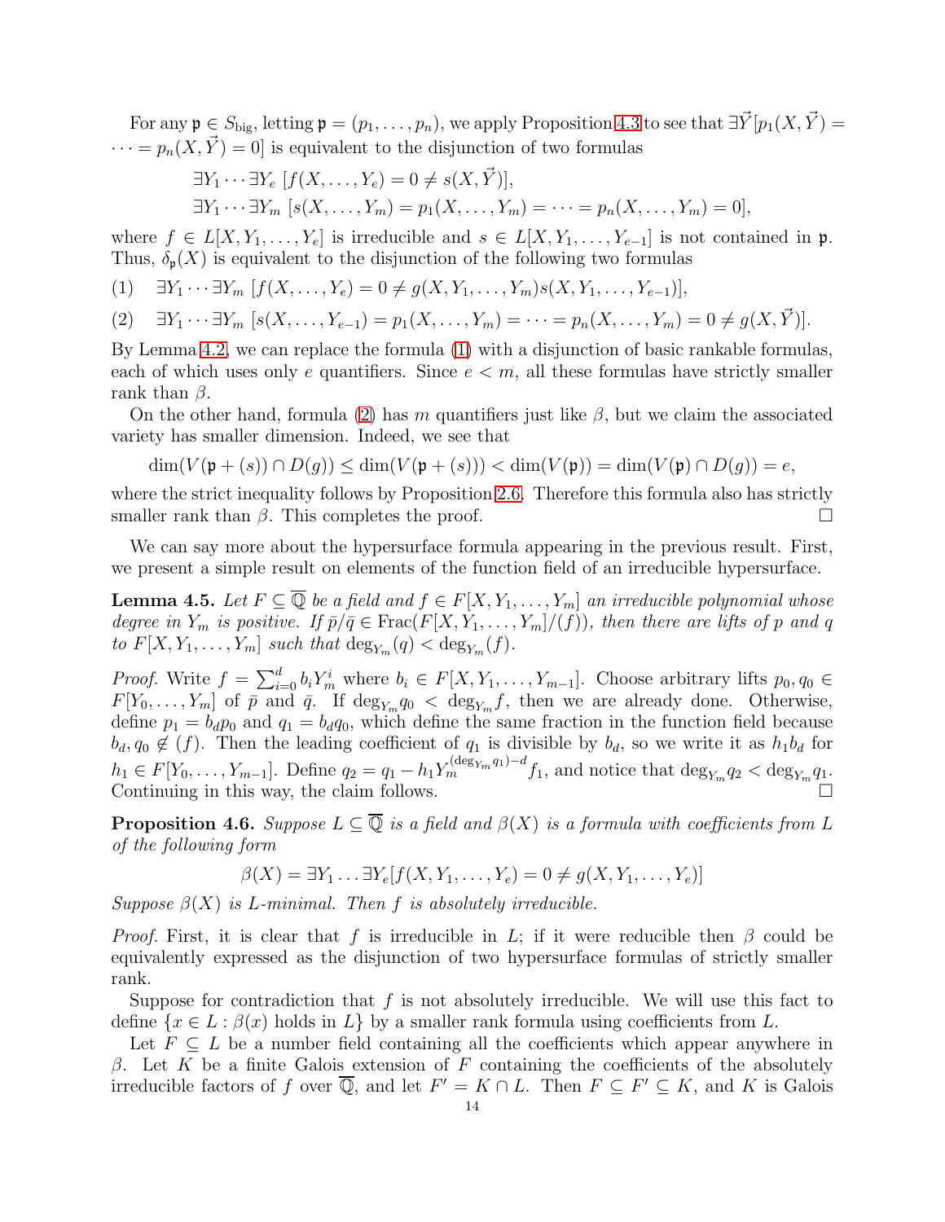For any $\mathfrak{p} \in S_{\text{big}}$, letting $\mathfrak{p} = (p_1, \dots, p_n)$, we apply Proposition 4.3 to see that $\exists \vec{Y}[p_1(X, \vec{Y}) = \cdots = p_n(X, \vec{Y}) = 0]$ is equivalent to the disjunction of two formulas

$$\exists Y_1 \cdots \exists Y_e \; [f(X, \dots, Y_e) = 0 \neq s(X, \vec{Y})],$$
$$\exists Y_1 \cdots \exists Y_m \; [s(X, \dots, Y_m) = p_1(X, \dots, Y_m) = \cdots = p_n(X, \dots, Y_m) = 0],$$

where $f \in L[X, Y_1, \dots, Y_e]$ is irreducible and $s \in L[X, Y_1, \dots, Y_{e-1}]$ is not contained in $\mathfrak{p}$. Thus, $\delta_{\mathfrak{p}}(X)$ is equivalent to the disjunction of the following two formulas

(1) $\quad \exists Y_1 \cdots \exists Y_m \; [f(X, \dots, Y_e) = 0 \neq g(X, Y_1, \dots, Y_m)s(X, Y_1, \dots, Y_{e-1})]$,

(2) $\quad \exists Y_1 \cdots \exists Y_m \; [s(X, \dots, Y_{e-1}) = p_1(X, \dots, Y_m) = \cdots = p_n(X, \dots, Y_m) = 0 \neq g(X, \vec{Y})]$.

By Lemma 4.2, we can replace the formula (1) with a disjunction of basic rankable formulas, each of which uses only $e$ quantifiers. Since $e < m$, all these formulas have strictly smaller rank than $\beta$.

On the other hand, formula (2) has $m$ quantifiers just like $\beta$, but we claim the associated variety has smaller dimension. Indeed, we see that

$$\dim(V(\mathfrak{p} + (s)) \cap D(g)) \leq \dim(V(\mathfrak{p} + (s))) < \dim(V(\mathfrak{p})) = \dim(V(\mathfrak{p}) \cap D(g)) = e,$$

where the strict inequality follows by Proposition 2.6. Therefore this formula also has strictly smaller rank than $\beta$. This completes the proof. $\square$

We can say more about the hypersurface formula appearing in the previous result. First, we present a simple result on elements of the function field of an irreducible hypersurface.

**Lemma 4.5.** *Let $F \subseteq \overline{\mathbb{Q}}$ be a field and $f \in F[X, Y_1, \dots, Y_m]$ an irreducible polynomial whose degree in $Y_m$ is positive. If $\bar{p}/\bar{q} \in \operatorname{Frac}(F[X, Y_1, \dots, Y_m]/(f))$, then there are lifts of $p$ and $q$ to $F[X, Y_1, \dots, Y_m]$ such that $\deg_{Y_m}(q) < \deg_{Y_m}(f)$.*

*Proof.* Write $f = \sum_{i=0}^{d} b_i Y_m^i$ where $b_i \in F[X, Y_1, \dots, Y_{m-1}]$. Choose arbitrary lifts $p_0, q_0 \in F[Y_0, \dots, Y_m]$ of $\bar{p}$ and $\bar{q}$. If $\deg_{Y_m} q_0 < \deg_{Y_m} f$, then we are already done. Otherwise, define $p_1 = b_d p_0$ and $q_1 = b_d q_0$, which define the same fraction in the function field because $b_d, q_0 \notin (f)$. Then the leading coefficient of $q_1$ is divisible by $b_d$, so we write it as $h_1 b_d$ for $h_1 \in F[Y_0, \dots, Y_{m-1}]$. Define $q_2 = q_1 - h_1 Y_m^{(\deg_{Y_m} q_1) - d} f_1$, and notice that $\deg_{Y_m} q_2 < \deg_{Y_m} q_1$. Continuing in this way, the claim follows. $\square$

**Proposition 4.6.** *Suppose $L \subseteq \overline{\mathbb{Q}}$ is a field and $\beta(X)$ is a formula with coefficients from $L$ of the following form*

$$\beta(X) = \exists Y_1 \dots \exists Y_e [f(X, Y_1, \dots, Y_e) = 0 \neq g(X, Y_1, \dots, Y_e)]$$

*Suppose $\beta(X)$ is $L$-minimal. Then $f$ is absolutely irreducible.*

*Proof.* First, it is clear that $f$ is irreducible in $L$; if it were reducible then $\beta$ could be equivalently expressed as the disjunction of two hypersurface formulas of strictly smaller rank.

Suppose for contradiction that $f$ is not absolutely irreducible. We will use this fact to define $\{x \in L : \beta(x) \text{ holds in } L\}$ by a smaller rank formula using coefficients from $L$.

Let $F \subseteq L$ be a number field containing all the coefficients which appear anywhere in $\beta$. Let $K$ be a finite Galois extension of $F$ containing the coefficients of the absolutely irreducible factors of $f$ over $\overline{\mathbb{Q}}$, and let $F' = K \cap L$. Then $F \subseteq F' \subseteq K$, and $K$ is Galois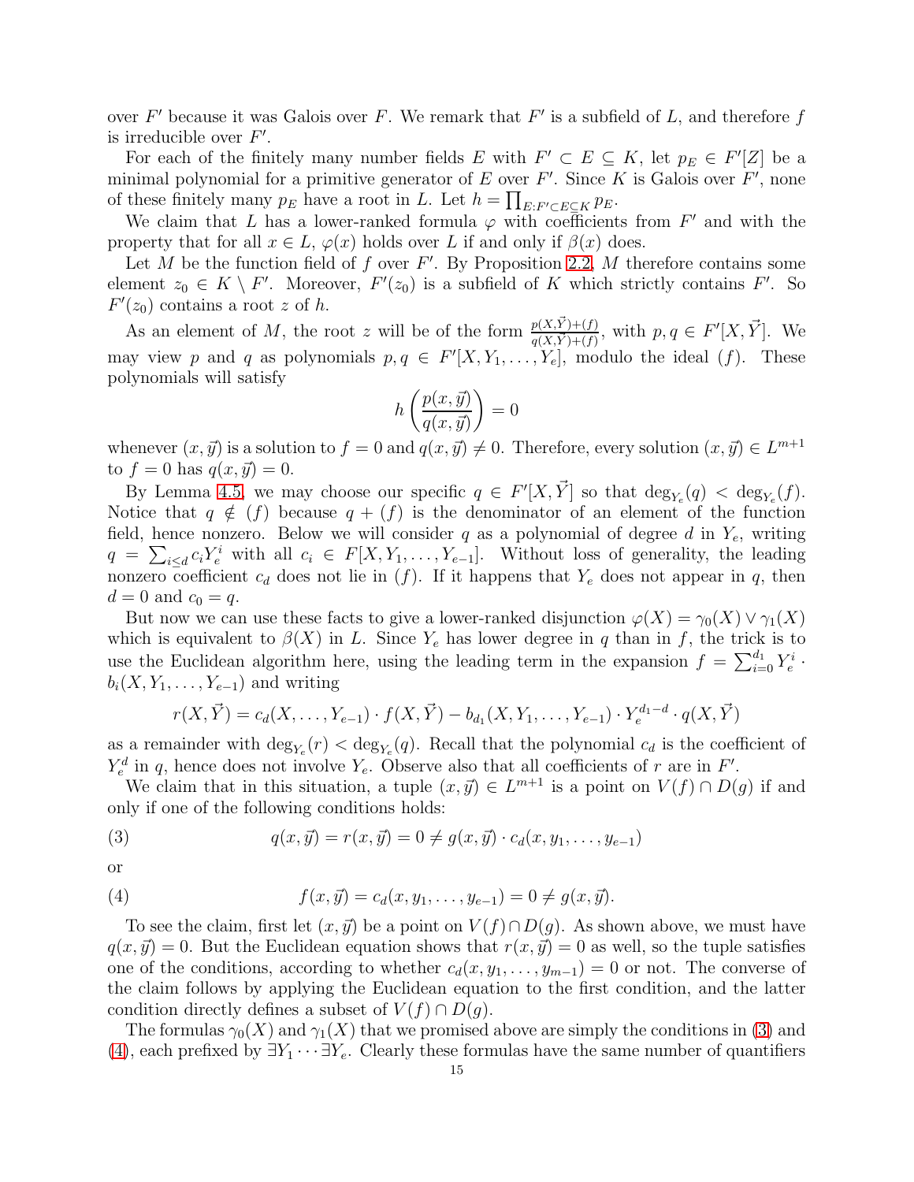over $F'$ because it was Galois over $F$. We remark that $F'$ is a subfield of $L$, and therefore $f$ is irreducible over $F'$.

For each of the finitely many number fields $E$ with $F' \subset E \subseteq K$, let $p_E \in F'[Z]$ be a minimal polynomial for a primitive generator of $E$ over $F'$. Since $K$ is Galois over $F'$, none of these finitely many $p_E$ have a root in $L$. Let $h = \prod_{E:F' \subset E \subseteq K} p_E$.

We claim that $L$ has a lower-ranked formula $\varphi$ with coefficients from $F'$ and with the property that for all $x \in L$, $\varphi(x)$ holds over $L$ if and only if $\beta(x)$ does.

Let $M$ be the function field of $f$ over $F'$. By Proposition 2.2, $M$ therefore contains some element $z_0 \in K \setminus F'$. Moreover, $F'(z_0)$ is a subfield of $K$ which strictly contains $F'$. So $F'(z_0)$ contains a root $z$ of $h$.

As an element of $M$, the root $z$ will be of the form $\frac{p(X,\vec{Y})+(f)}{q(X,\vec{Y})+(f)}$, with $p, q \in F'[X, \vec{Y}]$. We may view $p$ and $q$ as polynomials $p, q \in F'[X, Y_1, \ldots, Y_e]$, modulo the ideal $(f)$. These polynomials will satisfy

$$h\left(\frac{p(x, \vec{y})}{q(x, \vec{y})}\right) = 0$$

whenever $(x, \vec{y})$ is a solution to $f = 0$ and $q(x, \vec{y}) \neq 0$. Therefore, every solution $(x, \vec{y}) \in L^{m+1}$ to $f = 0$ has $q(x, \vec{y}) = 0$.

By Lemma 4.5, we may choose our specific $q \in F'[X, \vec{Y}]$ so that $\deg_{Y_e}(q) < \deg_{Y_e}(f)$. Notice that $q \notin (f)$ because $q + (f)$ is the denominator of an element of the function field, hence nonzero. Below we will consider $q$ as a polynomial of degree $d$ in $Y_e$, writing $q = \sum_{i \leq d} c_i Y_e^i$ with all $c_i \in F[X, Y_1, \ldots, Y_{e-1}]$. Without loss of generality, the leading nonzero coefficient $c_d$ does not lie in $(f)$. If it happens that $Y_e$ does not appear in $q$, then $d = 0$ and $c_0 = q$.

But now we can use these facts to give a lower-ranked disjunction $\varphi(X) = \gamma_0(X) \vee \gamma_1(X)$ which is equivalent to $\beta(X)$ in $L$. Since $Y_e$ has lower degree in $q$ than in $f$, the trick is to use the Euclidean algorithm here, using the leading term in the expansion $f = \sum_{i=0}^{d_1} Y_e^i \cdot b_i(X, Y_1, \ldots, Y_{e-1})$ and writing

$$r(X, \vec{Y}) = c_d(X, \ldots, Y_{e-1}) \cdot f(X, \vec{Y}) - b_{d_1}(X, Y_1, \ldots, Y_{e-1}) \cdot Y_e^{d_1 - d} \cdot q(X, \vec{Y})$$

as a remainder with $\deg_{Y_e}(r) < \deg_{Y_e}(q)$. Recall that the polynomial $c_d$ is the coefficient of $Y_e^d$ in $q$, hence does not involve $Y_e$. Observe also that all coefficients of $r$ are in $F'$.

We claim that in this situation, a tuple $(x, \vec{y}) \in L^{m+1}$ is a point on $V(f) \cap D(g)$ if and only if one of the following conditions holds:

$$q(x, \vec{y}) = r(x, \vec{y}) = 0 \neq g(x, \vec{y}) \cdot c_d(x, y_1, \ldots, y_{e-1}) \tag{3}$$

or

$$f(x, \vec{y}) = c_d(x, y_1, \ldots, y_{e-1}) = 0 \neq g(x, \vec{y}). \tag{4}$$

To see the claim, first let $(x, \vec{y})$ be a point on $V(f) \cap D(g)$. As shown above, we must have $q(x, \vec{y}) = 0$. But the Euclidean equation shows that $r(x, \vec{y}) = 0$ as well, so the tuple satisfies one of the conditions, according to whether $c_d(x, y_1, \ldots, y_{m-1}) = 0$ or not. The converse of the claim follows by applying the Euclidean equation to the first condition, and the latter condition directly defines a subset of $V(f) \cap D(g)$.

The formulas $\gamma_0(X)$ and $\gamma_1(X)$ that we promised above are simply the conditions in (3) and (4), each prefixed by $\exists Y_1 \cdots \exists Y_e$. Clearly these formulas have the same number of quantifiers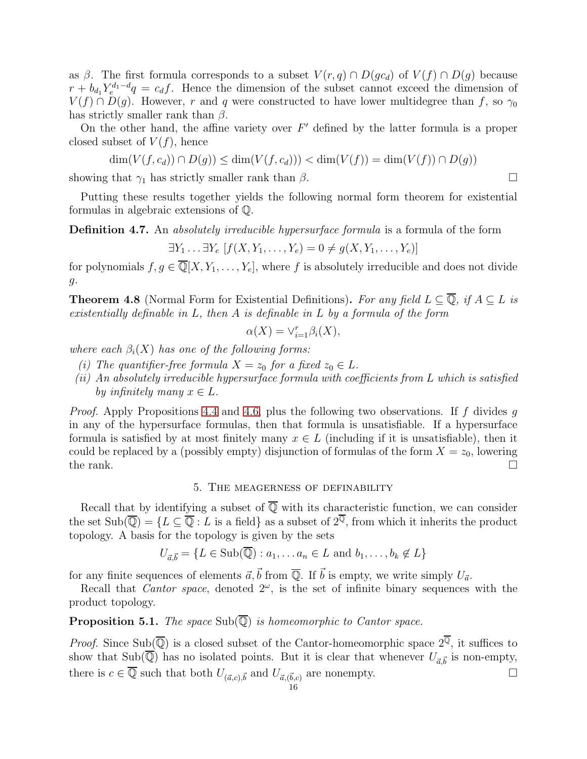as $\beta$. The first formula corresponds to a subset $V(r,q) \cap D(gc_d)$ of $V(f) \cap D(g)$ because $r + b_{d_1} Y_e^{d_1 - d} q = c_d f$. Hence the dimension of the subset cannot exceed the dimension of $V(f) \cap D(g)$. However, $r$ and $q$ were constructed to have lower multidegree than $f$, so $\gamma_0$ has strictly smaller rank than $\beta$.

On the other hand, the affine variety over $F'$ defined by the latter formula is a proper closed subset of $V(f)$, hence

$$\dim(V(f, c_d)) \cap D(g)) \leq \dim(V(f, c_d))) < \dim(V(f)) = \dim(V(f)) \cap D(g))$$

showing that $\gamma_1$ has strictly smaller rank than $\beta$. □

Putting these results together yields the following normal form theorem for existential formulas in algebraic extensions of $\mathbb{Q}$.

**Definition 4.7.** An *absolutely irreducible hypersurface formula* is a formula of the form

$$\exists Y_1 \ldots \exists Y_e \; [f(X, Y_1, \ldots, Y_e) = 0 \neq g(X, Y_1, \ldots, Y_e)]$$

for polynomials $f, g \in \overline{\mathbb{Q}}[X, Y_1, \ldots, Y_e]$, where $f$ is absolutely irreducible and does not divide $g$.

**Theorem 4.8** (Normal Form for Existential Definitions)**.** *For any field $L \subseteq \overline{\mathbb{Q}}$, if $A \subseteq L$ is existentially definable in $L$, then $A$ is definable in $L$ by a formula of the form*

$$\alpha(X) = \vee_{i=1}^r \beta_i(X),$$

*where each $\beta_i(X)$ has one of the following forms:*

*(i) The quantifier-free formula $X = z_0$ for a fixed $z_0 \in L$.*
*(ii) An absolutely irreducible hypersurface formula with coefficients from $L$ which is satisfied by infinitely many $x \in L$.*

*Proof.* Apply Propositions 4.4 and 4.6, plus the following two observations. If $f$ divides $g$ in any of the hypersurface formulas, then that formula is unsatisfiable. If a hypersurface formula is satisfied by at most finitely many $x \in L$ (including if it is unsatisfiable), then it could be replaced by a (possibly empty) disjunction of formulas of the form $X = z_0$, lowering the rank. □

## 5. The meagerness of definability

Recall that by identifying a subset of $\overline{\mathbb{Q}}$ with its characteristic function, we can consider the set $\text{Sub}(\overline{\mathbb{Q}}) = \{L \subseteq \overline{\mathbb{Q}} : L \text{ is a field}\}$ as a subset of $2^{\overline{\mathbb{Q}}}$, from which it inherits the product topology. A basis for the topology is given by the sets

$$U_{\vec{a},\vec{b}} = \{L \in \text{Sub}(\overline{\mathbb{Q}}) : a_1, \ldots a_n \in L \text{ and } b_1, \ldots, b_k \notin L\}$$

for any finite sequences of elements $\vec{a}, \vec{b}$ from $\overline{\mathbb{Q}}$. If $\vec{b}$ is empty, we write simply $U_{\vec{a}}$.

Recall that *Cantor space*, denoted $2^\omega$, is the set of infinite binary sequences with the product topology.

**Proposition 5.1.** *The space $\text{Sub}(\overline{\mathbb{Q}})$ is homeomorphic to Cantor space.*

*Proof.* Since $\text{Sub}(\overline{\mathbb{Q}})$ is a closed subset of the Cantor-homeomorphic space $2^{\overline{\mathbb{Q}}}$, it suffices to show that $\text{Sub}(\overline{\mathbb{Q}})$ has no isolated points. But it is clear that whenever $U_{\vec{a},\vec{b}}$ is non-empty, there is $c \in \overline{\mathbb{Q}}$ such that both $U_{(\vec{a},c),\vec{b}}$ and $U_{\vec{a},(\vec{b},c)}$ are nonempty. □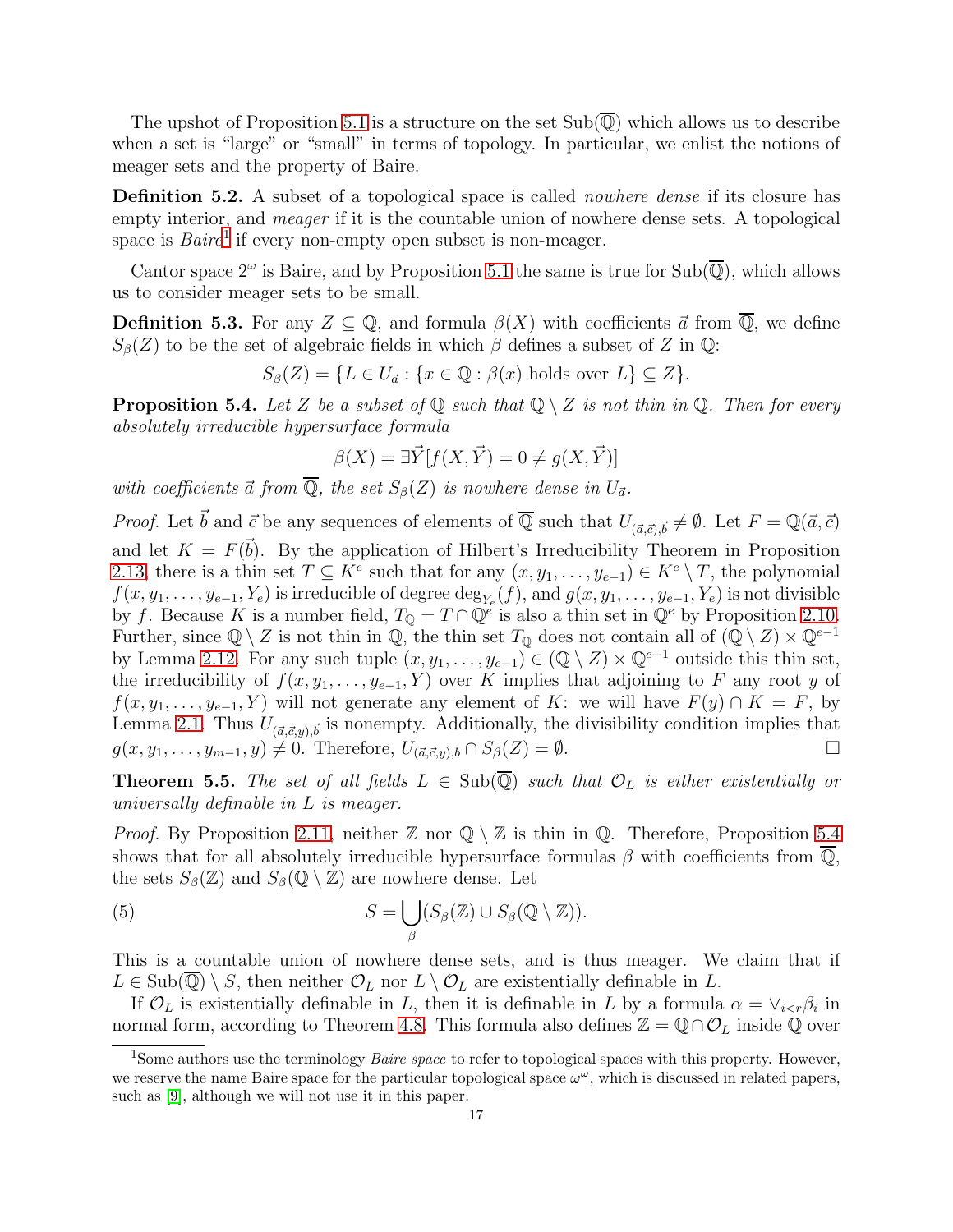The upshot of Proposition 5.1 is a structure on the set $\mathrm{Sub}(\overline{\mathbb{Q}})$ which allows us to describe when a set is "large" or "small" in terms of topology. In particular, we enlist the notions of meager sets and the property of Baire.

**Definition 5.2.** A subset of a topological space is called *nowhere dense* if its closure has empty interior, and *meager* if it is the countable union of nowhere dense sets. A topological space is *Baire*[1] if every non-empty open subset is non-meager.

Cantor space $2^\omega$ is Baire, and by Proposition 5.1 the same is true for $\mathrm{Sub}(\overline{\mathbb{Q}})$, which allows us to consider meager sets to be small.

**Definition 5.3.** For any $Z \subseteq \mathbb{Q}$, and formula $\beta(X)$ with coefficients $\vec{a}$ from $\overline{\mathbb{Q}}$, we define $S_\beta(Z)$ to be the set of algebraic fields in which $\beta$ defines a subset of $Z$ in $\mathbb{Q}$:

$$S_\beta(Z) = \{L \in U_{\vec{a}} : \{x \in \mathbb{Q} : \beta(x) \text{ holds over } L\} \subseteq Z\}.$$

**Proposition 5.4.** *Let $Z$ be a subset of $\mathbb{Q}$ such that $\mathbb{Q} \setminus Z$ is not thin in $\mathbb{Q}$. Then for every absolutely irreducible hypersurface formula*

$$\beta(X) = \exists \vec{Y}[f(X, \vec{Y}) = 0 \neq g(X, \vec{Y})]$$

*with coefficients $\vec{a}$ from $\overline{\mathbb{Q}}$, the set $S_\beta(Z)$ is nowhere dense in $U_{\vec{a}}$.*

*Proof.* Let $\vec{b}$ and $\vec{c}$ be any sequences of elements of $\overline{\mathbb{Q}}$ such that $U_{(\vec{a},\vec{c}),\vec{b}} \neq \emptyset$. Let $F = \mathbb{Q}(\vec{a}, \vec{c})$ and let $K = F(\vec{b})$. By the application of Hilbert's Irreducibility Theorem in Proposition 2.13, there is a thin set $T \subseteq K^e$ such that for any $(x, y_1, \ldots, y_{e-1}) \in K^e \setminus T$, the polynomial $f(x, y_1, \ldots, y_{e-1}, Y_e)$ is irreducible of degree $\deg_{Y_e}(f)$, and $g(x, y_1, \ldots, y_{e-1}, Y_e)$ is not divisible by $f$. Because $K$ is a number field, $T_\mathbb{Q} = T \cap \mathbb{Q}^e$ is also a thin set in $\mathbb{Q}^e$ by Proposition 2.10. Further, since $\mathbb{Q} \setminus Z$ is not thin in $\mathbb{Q}$, the thin set $T_\mathbb{Q}$ does not contain all of $(\mathbb{Q} \setminus Z) \times \mathbb{Q}^{e-1}$ by Lemma 2.12. For any such tuple $(x, y_1, \ldots, y_{e-1}) \in (\mathbb{Q} \setminus Z) \times \mathbb{Q}^{e-1}$ outside this thin set, the irreducibility of $f(x, y_1, \ldots, y_{e-1}, Y)$ over $K$ implies that adjoining to $F$ any root $y$ of $f(x, y_1, \ldots, y_{e-1}, Y)$ will not generate any element of $K$: we will have $F(y) \cap K = F$, by Lemma 2.1. Thus $U_{(\vec{a},\vec{c},y),\vec{b}}$ is nonempty. Additionally, the divisibility condition implies that $g(x, y_1, \ldots, y_{m-1}, y) \neq 0$. Therefore, $U_{(\vec{a},\vec{c},y),b} \cap S_\beta(Z) = \emptyset$. $\square$

**Theorem 5.5.** *The set of all fields $L \in \mathrm{Sub}(\overline{\mathbb{Q}})$ such that $\mathcal{O}_L$ is either existentially or universally definable in $L$ is meager.*

*Proof.* By Proposition 2.11, neither $\mathbb{Z}$ nor $\mathbb{Q} \setminus \mathbb{Z}$ is thin in $\mathbb{Q}$. Therefore, Proposition 5.4 shows that for all absolutely irreducible hypersurface formulas $\beta$ with coefficients from $\overline{\mathbb{Q}}$, the sets $S_\beta(\mathbb{Z})$ and $S_\beta(\mathbb{Q} \setminus \mathbb{Z})$ are nowhere dense. Let

$$S = \bigcup_\beta (S_\beta(\mathbb{Z}) \cup S_\beta(\mathbb{Q} \setminus \mathbb{Z})). \tag{5}$$

This is a countable union of nowhere dense sets, and is thus meager. We claim that if $L \in \mathrm{Sub}(\overline{\mathbb{Q}}) \setminus S$, then neither $\mathcal{O}_L$ nor $L \setminus \mathcal{O}_L$ are existentially definable in $L$.

If $\mathcal{O}_L$ is existentially definable in $L$, then it is definable in $L$ by a formula $\alpha = \vee_{i<r}\beta_i$ in normal form, according to Theorem 4.8. This formula also defines $\mathbb{Z} = \mathbb{Q} \cap \mathcal{O}_L$ inside $\mathbb{Q}$ over

[1] Some authors use the terminology *Baire space* to refer to topological spaces with this property. However, we reserve the name Baire space for the particular topological space $\omega^\omega$, which is discussed in related papers, such as [9], although we will not use it in this paper.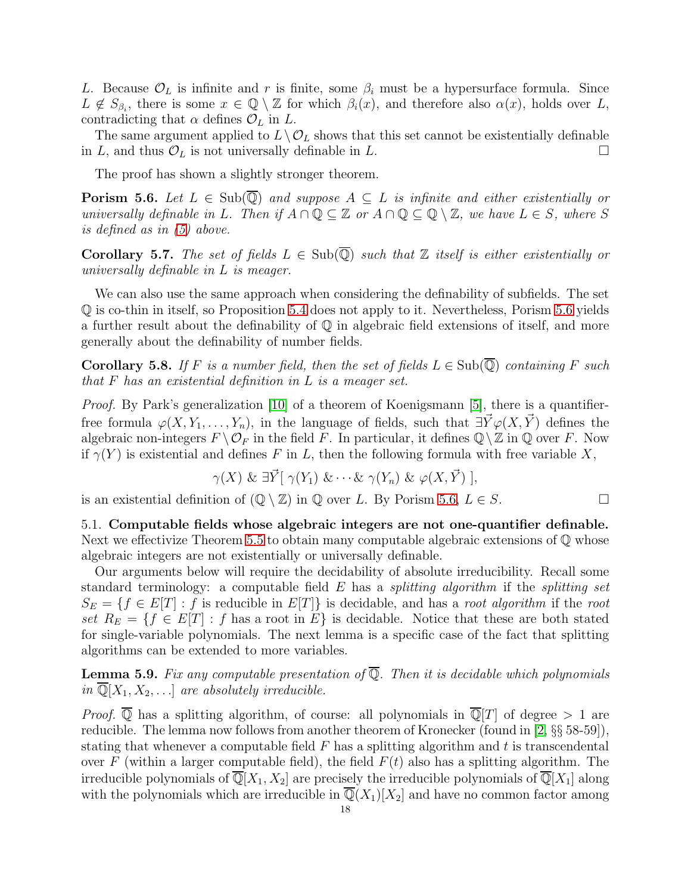$L$. Because $\mathcal{O}_L$ is infinite and $r$ is finite, some $\beta_i$ must be a hypersurface formula. Since $L \notin S_{\beta_i}$, there is some $x \in \mathbb{Q} \setminus \mathbb{Z}$ for which $\beta_i(x)$, and therefore also $\alpha(x)$, holds over $L$, contradicting that $\alpha$ defines $\mathcal{O}_L$ in $L$.

The same argument applied to $L \setminus \mathcal{O}_L$ shows that this set cannot be existentially definable in $L$, and thus $\mathcal{O}_L$ is not universally definable in $L$. □

The proof has shown a slightly stronger theorem.

**Porism 5.6.** *Let $L \in \mathrm{Sub}(\overline{\mathbb{Q}})$ and suppose $A \subseteq L$ is infinite and either existentially or universally definable in $L$. Then if $A \cap \mathbb{Q} \subseteq \mathbb{Z}$ or $A \cap \mathbb{Q} \subseteq \mathbb{Q} \setminus \mathbb{Z}$, we have $L \in S$, where $S$ is defined as in (5) above.*

**Corollary 5.7.** *The set of fields $L \in \mathrm{Sub}(\overline{\mathbb{Q}})$ such that $\mathbb{Z}$ itself is either existentially or universally definable in $L$ is meager.*

We can also use the same approach when considering the definability of subfields. The set $\mathbb{Q}$ is co-thin in itself, so Proposition 5.4 does not apply to it. Nevertheless, Porism 5.6 yields a further result about the definability of $\mathbb{Q}$ in algebraic field extensions of itself, and more generally about the definability of number fields.

**Corollary 5.8.** *If $F$ is a number field, then the set of fields $L \in \mathrm{Sub}(\overline{\mathbb{Q}})$ containing $F$ such that $F$ has an existential definition in $L$ is a meager set.*

*Proof.* By Park's generalization [10] of a theorem of Koenigsmann [5], there is a quantifier-free formula $\varphi(X, Y_1, \ldots, Y_n)$, in the language of fields, such that $\exists \vec{Y} \varphi(X, \vec{Y})$ defines the algebraic non-integers $F \setminus \mathcal{O}_F$ in the field $F$. In particular, it defines $\mathbb{Q} \setminus \mathbb{Z}$ in $\mathbb{Q}$ over $F$. Now if $\gamma(Y)$ is existential and defines $F$ in $L$, then the following formula with free variable $X$,

$$\gamma(X) \ \& \ \exists \vec{Y} [\ \gamma(Y_1) \ \& \cdots \& \ \gamma(Y_n) \ \& \ \varphi(X, \vec{Y})\ ],$$

is an existential definition of $(\mathbb{Q} \setminus \mathbb{Z})$ in $\mathbb{Q}$ over $L$. By Porism 5.6, $L \in S$. □

5.1. **Computable fields whose algebraic integers are not one-quantifier definable.** Next we effectivize Theorem 5.5 to obtain many computable algebraic extensions of $\mathbb{Q}$ whose algebraic integers are not existentially or universally definable.

Our arguments below will require the decidability of absolute irreducibility. Recall some standard terminology: a computable field $E$ has a *splitting algorithm* if the *splitting set* $S_E = \{f \in E[T] : f \text{ is reducible in } E[T]\}$ is decidable, and has a *root algorithm* if the *root set* $R_E = \{f \in E[T] : f \text{ has a root in } E\}$ is decidable. Notice that these are both stated for single-variable polynomials. The next lemma is a specific case of the fact that splitting algorithms can be extended to more variables.

**Lemma 5.9.** *Fix any computable presentation of $\overline{\mathbb{Q}}$. Then it is decidable which polynomials in $\overline{\mathbb{Q}}[X_1, X_2, \ldots]$ are absolutely irreducible.*

*Proof.* $\overline{\mathbb{Q}}$ has a splitting algorithm, of course: all polynomials in $\overline{\mathbb{Q}}[T]$ of degree $> 1$ are reducible. The lemma now follows from another theorem of Kronecker (found in [2, §§ 58-59]), stating that whenever a computable field $F$ has a splitting algorithm and $t$ is transcendental over $F$ (within a larger computable field), the field $F(t)$ also has a splitting algorithm. The irreducible polynomials of $\overline{\mathbb{Q}}[X_1, X_2]$ are precisely the irreducible polynomials of $\overline{\mathbb{Q}}[X_1]$ along with the polynomials which are irreducible in $\overline{\mathbb{Q}}(X_1)[X_2]$ and have no common factor among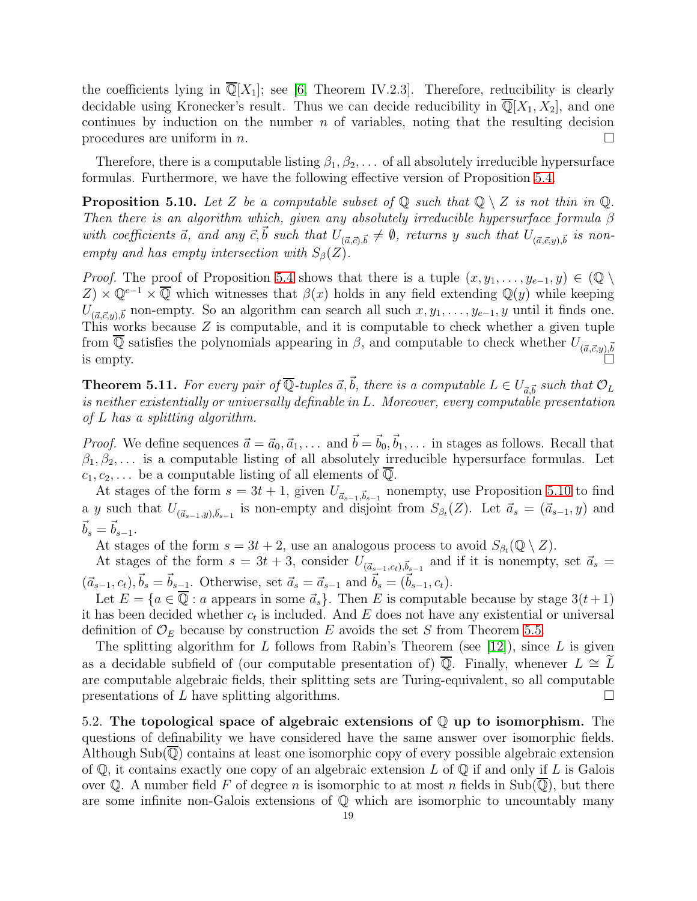the coefficients lying in $\overline{\mathbb{Q}}[X_1]$; see [6, Theorem IV.2.3]. Therefore, reducibility is clearly decidable using Kronecker's result. Thus we can decide reducibility in $\overline{\mathbb{Q}}[X_1, X_2]$, and one continues by induction on the number $n$ of variables, noting that the resulting decision procedures are uniform in $n$. □

Therefore, there is a computable listing $\beta_1, \beta_2, \dots$ of all absolutely irreducible hypersurface formulas. Furthermore, we have the following effective version of Proposition 5.4.

**Proposition 5.10.** *Let $Z$ be a computable subset of $\mathbb{Q}$ such that $\mathbb{Q} \setminus Z$ is not thin in $\mathbb{Q}$. Then there is an algorithm which, given any absolutely irreducible hypersurface formula $\beta$ with coefficients $\vec{a}$, and any $\vec{c}, \vec{b}$ such that $U_{(\vec{a},\vec{c}),\vec{b}} \neq \emptyset$, returns $y$ such that $U_{(\vec{a},\vec{c},y),\vec{b}}$ is non-empty and has empty intersection with $S_\beta(Z)$.*

*Proof.* The proof of Proposition 5.4 shows that there is a tuple $(x, y_1, \dots, y_{e-1}, y) \in (\mathbb{Q} \setminus Z) \times \mathbb{Q}^{e-1} \times \overline{\mathbb{Q}}$ which witnesses that $\beta(x)$ holds in any field extending $\mathbb{Q}(y)$ while keeping $U_{(\vec{a},\vec{c},y),\vec{b}}$ non-empty. So an algorithm can search all such $x, y_1, \dots, y_{e-1}, y$ until it finds one. This works because $Z$ is computable, and it is computable to check whether a given tuple from $\overline{\mathbb{Q}}$ satisfies the polynomials appearing in $\beta$, and computable to check whether $U_{(\vec{a},\vec{c},y),\vec{b}}$ is empty. □

**Theorem 5.11.** *For every pair of $\overline{\mathbb{Q}}$-tuples $\vec{a}, \vec{b}$, there is a computable $L \in U_{\vec{a},\vec{b}}$ such that $\mathcal{O}_L$ is neither existentially or universally definable in $L$. Moreover, every computable presentation of $L$ has a splitting algorithm.*

*Proof.* We define sequences $\vec{a} = \vec{a}_0, \vec{a}_1, \dots$ and $\vec{b} = \vec{b}_0, \vec{b}_1, \dots$ in stages as follows. Recall that $\beta_1, \beta_2, \dots$ is a computable listing of all absolutely irreducible hypersurface formulas. Let $c_1, c_2, \dots$ be a computable listing of all elements of $\overline{\mathbb{Q}}$.

At stages of the form $s = 3t + 1$, given $U_{\vec{a}_{s-1},\vec{b}_{s-1}}$ nonempty, use Proposition 5.10 to find a $y$ such that $U_{(\vec{a}_{s-1},y),\vec{b}_{s-1}}$ is non-empty and disjoint from $S_{\beta_t}(Z)$. Let $\vec{a}_s = (\vec{a}_{s-1}, y)$ and $\vec{b}_s = \vec{b}_{s-1}$.

At stages of the form $s = 3t + 2$, use an analogous process to avoid $S_{\beta_t}(\mathbb{Q} \setminus Z)$.

At stages of the form $s = 3t + 3$, consider $U_{(\vec{a}_{s-1},c_t),\vec{b}_{s-1}}$ and if it is nonempty, set $\vec{a}_s = (\vec{a}_{s-1}, c_t), \vec{b}_s = \vec{b}_{s-1}$. Otherwise, set $\vec{a}_s = \vec{a}_{s-1}$ and $\vec{b}_s = (\vec{b}_{s-1}, c_t)$.

Let $E = \{a \in \overline{\mathbb{Q}} : a \text{ appears in some } \vec{a}_s\}$. Then $E$ is computable because by stage $3(t+1)$ it has been decided whether $c_t$ is included. And $E$ does not have any existential or universal definition of $\mathcal{O}_E$ because by construction $E$ avoids the set $S$ from Theorem 5.5.

The splitting algorithm for $L$ follows from Rabin's Theorem (see [12]), since $L$ is given as a decidable subfield of (our computable presentation of) $\overline{\mathbb{Q}}$. Finally, whenever $L \cong \widetilde{L}$ are computable algebraic fields, their splitting sets are Turing-equivalent, so all computable presentations of $L$ have splitting algorithms. □

5.2. **The topological space of algebraic extensions of $\mathbb{Q}$ up to isomorphism.** The questions of definability we have considered have the same answer over isomorphic fields. Although $\mathrm{Sub}(\overline{\mathbb{Q}})$ contains at least one isomorphic copy of every possible algebraic extension of $\mathbb{Q}$, it contains exactly one copy of an algebraic extension $L$ of $\mathbb{Q}$ if and only if $L$ is Galois over $\mathbb{Q}$. A number field $F$ of degree $n$ is isomorphic to at most $n$ fields in $\mathrm{Sub}(\overline{\mathbb{Q}})$, but there are some infinite non-Galois extensions of $\mathbb{Q}$ which are isomorphic to uncountably many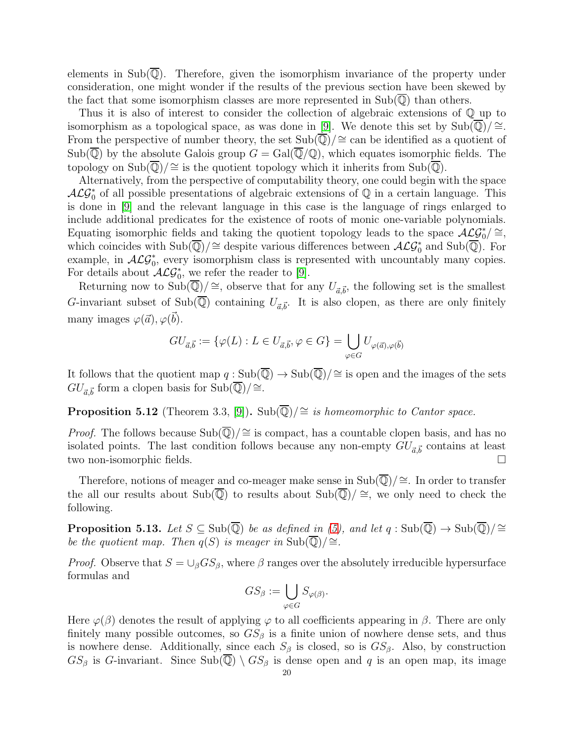elements in $\mathrm{Sub}(\overline{\mathbb{Q}})$. Therefore, given the isomorphism invariance of the property under consideration, one might wonder if the results of the previous section have been skewed by the fact that some isomorphism classes are more represented in $\mathrm{Sub}(\overline{\mathbb{Q}})$ than others.

Thus it is also of interest to consider the collection of algebraic extensions of $\mathbb{Q}$ up to isomorphism as a topological space, as was done in [9]. We denote this set by $\mathrm{Sub}(\overline{\mathbb{Q}})/\cong$. From the perspective of number theory, the set $\mathrm{Sub}(\overline{\mathbb{Q}})/\cong$ can be identified as a quotient of $\mathrm{Sub}(\overline{\mathbb{Q}})$ by the absolute Galois group $G = \mathrm{Gal}(\overline{\mathbb{Q}}/\mathbb{Q})$, which equates isomorphic fields. The topology on $\mathrm{Sub}(\overline{\mathbb{Q}})/\cong$ is the quotient topology which it inherits from $\mathrm{Sub}(\overline{\mathbb{Q}})$.

Alternatively, from the perspective of computability theory, one could begin with the space $\mathcal{ALG}_0^*$ of all possible presentations of algebraic extensions of $\mathbb{Q}$ in a certain language. This is done in [9] and the relevant language in this case is the language of rings enlarged to include additional predicates for the existence of roots of monic one-variable polynomials. Equating isomorphic fields and taking the quotient topology leads to the space $\mathcal{ALG}_0^*/\cong$, which coincides with $\mathrm{Sub}(\overline{\mathbb{Q}})/\cong$ despite various differences between $\mathcal{ALG}_0^*$ and $\mathrm{Sub}(\overline{\mathbb{Q}})$. For example, in $\mathcal{ALG}_0^*$, every isomorphism class is represented with uncountably many copies. For details about $\mathcal{ALG}_0^*$, we refer the reader to [9].

Returning now to $\mathrm{Sub}(\overline{\mathbb{Q}})/\cong$, observe that for any $U_{\vec{a},\vec{b}}$, the following set is the smallest $G$-invariant subset of $\mathrm{Sub}(\overline{\mathbb{Q}})$ containing $U_{\vec{a},\vec{b}}$. It is also clopen, as there are only finitely many images $\varphi(\vec{a}), \varphi(\vec{b})$.

$$GU_{\vec{a},\vec{b}} := \{\varphi(L) : L \in U_{\vec{a},\vec{b}}, \varphi \in G\} = \bigcup_{\varphi \in G} U_{\varphi(\vec{a}),\varphi(\vec{b})}$$

It follows that the quotient map $q : \mathrm{Sub}(\overline{\mathbb{Q}}) \to \mathrm{Sub}(\overline{\mathbb{Q}})/\cong$ is open and the images of the sets $GU_{\vec{a},\vec{b}}$ form a clopen basis for $\mathrm{Sub}(\overline{\mathbb{Q}})/\cong$.

**Proposition 5.12** (Theorem 3.3, [9])**.** *$\mathrm{Sub}(\overline{\mathbb{Q}})/\cong$ is homeomorphic to Cantor space.*

*Proof.* The follows because $\mathrm{Sub}(\overline{\mathbb{Q}})/\cong$ is compact, has a countable clopen basis, and has no isolated points. The last condition follows because any non-empty $GU_{\vec{a},\vec{b}}$ contains at least two non-isomorphic fields. □

Therefore, notions of meager and co-meager make sense in $\mathrm{Sub}(\overline{\mathbb{Q}})/\cong$. In order to transfer the all our results about $\mathrm{Sub}(\overline{\mathbb{Q}})$ to results about $\mathrm{Sub}(\overline{\mathbb{Q}})/\cong$, we only need to check the following.

**Proposition 5.13.** *Let $S \subseteq \mathrm{Sub}(\overline{\mathbb{Q}})$ be as defined in (5), and let $q : \mathrm{Sub}(\overline{\mathbb{Q}}) \to \mathrm{Sub}(\overline{\mathbb{Q}})/\cong$ be the quotient map. Then $q(S)$ is meager in $\mathrm{Sub}(\overline{\mathbb{Q}})/\cong$.*

*Proof.* Observe that $S = \cup_\beta GS_\beta$, where $\beta$ ranges over the absolutely irreducible hypersurface formulas and

$$GS_\beta := \bigcup_{\varphi \in G} S_{\varphi(\beta)}.$$

Here $\varphi(\beta)$ denotes the result of applying $\varphi$ to all coefficients appearing in $\beta$. There are only finitely many possible outcomes, so $GS_\beta$ is a finite union of nowhere dense sets, and thus is nowhere dense. Additionally, since each $S_\beta$ is closed, so is $GS_\beta$. Also, by construction $GS_\beta$ is $G$-invariant. Since $\mathrm{Sub}(\overline{\mathbb{Q}}) \setminus GS_\beta$ is dense open and $q$ is an open map, its image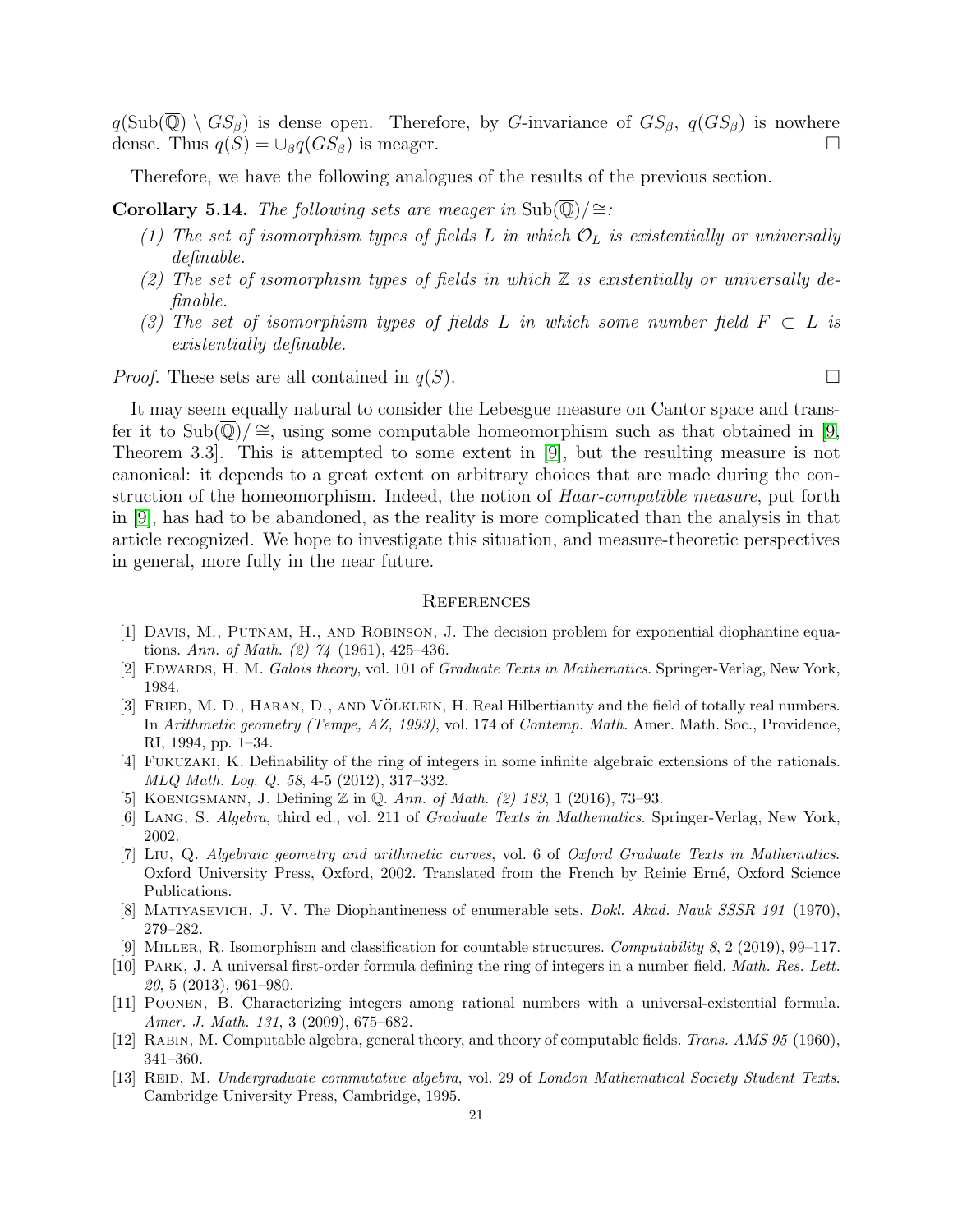$q(\mathrm{Sub}(\overline{\mathbb{Q}}) \setminus GS_\beta)$ is dense open. Therefore, by $G$-invariance of $GS_\beta$, $q(GS_\beta)$ is nowhere dense. Thus $q(S) = \cup_\beta q(GS_\beta)$ is meager. □

Therefore, we have the following analogues of the results of the previous section.

**Corollary 5.14.** *The following sets are meager in* $\mathrm{Sub}(\overline{\mathbb{Q}})/\cong$*:*

*(1) The set of isomorphism types of fields $L$ in which $\mathcal{O}_L$ is existentially or universally definable.*

*(2) The set of isomorphism types of fields in which $\mathbb{Z}$ is existentially or universally definable.*

*(3) The set of isomorphism types of fields $L$ in which some number field $F \subset L$ is existentially definable.*

*Proof.* These sets are all contained in $q(S)$. □

It may seem equally natural to consider the Lebesgue measure on Cantor space and transfer it to $\mathrm{Sub}(\overline{\mathbb{Q}})/\cong$, using some computable homeomorphism such as that obtained in [9, Theorem 3.3]. This is attempted to some extent in [9], but the resulting measure is not canonical: it depends to a great extent on arbitrary choices that are made during the construction of the homeomorphism. Indeed, the notion of *Haar-compatible measure*, put forth in [9], has had to be abandoned, as the reality is more complicated than the analysis in that article recognized. We hope to investigate this situation, and measure-theoretic perspectives in general, more fully in the near future.

## References

[1] Davis, M., Putnam, H., and Robinson, J. The decision problem for exponential diophantine equations. *Ann. of Math. (2) 74* (1961), 425–436.

[2] Edwards, H. M. *Galois theory*, vol. 101 of *Graduate Texts in Mathematics*. Springer-Verlag, New York, 1984.

[3] Fried, M. D., Haran, D., and Völklein, H. Real Hilbertianity and the field of totally real numbers. In *Arithmetic geometry (Tempe, AZ, 1993)*, vol. 174 of *Contemp. Math.* Amer. Math. Soc., Providence, RI, 1994, pp. 1–34.

[4] Fukuzaki, K. Definability of the ring of integers in some infinite algebraic extensions of the rationals. *MLQ Math. Log. Q. 58*, 4-5 (2012), 317–332.

[5] Koenigsmann, J. Defining $\mathbb{Z}$ in $\mathbb{Q}$. *Ann. of Math. (2) 183*, 1 (2016), 73–93.

[6] Lang, S. *Algebra*, third ed., vol. 211 of *Graduate Texts in Mathematics*. Springer-Verlag, New York, 2002.

[7] Liu, Q. *Algebraic geometry and arithmetic curves*, vol. 6 of *Oxford Graduate Texts in Mathematics*. Oxford University Press, Oxford, 2002. Translated from the French by Reinie Erné, Oxford Science Publications.

[8] Matiyasevich, J. V. The Diophantineness of enumerable sets. *Dokl. Akad. Nauk SSSR 191* (1970), 279–282.

[9] Miller, R. Isomorphism and classification for countable structures. *Computability 8*, 2 (2019), 99–117.

[10] Park, J. A universal first-order formula defining the ring of integers in a number field. *Math. Res. Lett. 20*, 5 (2013), 961–980.

[11] Poonen, B. Characterizing integers among rational numbers with a universal-existential formula. *Amer. J. Math. 131*, 3 (2009), 675–682.

[12] Rabin, M. Computable algebra, general theory, and theory of computable fields. *Trans. AMS 95* (1960), 341–360.

[13] Reid, M. *Undergraduate commutative algebra*, vol. 29 of *London Mathematical Society Student Texts*. Cambridge University Press, Cambridge, 1995.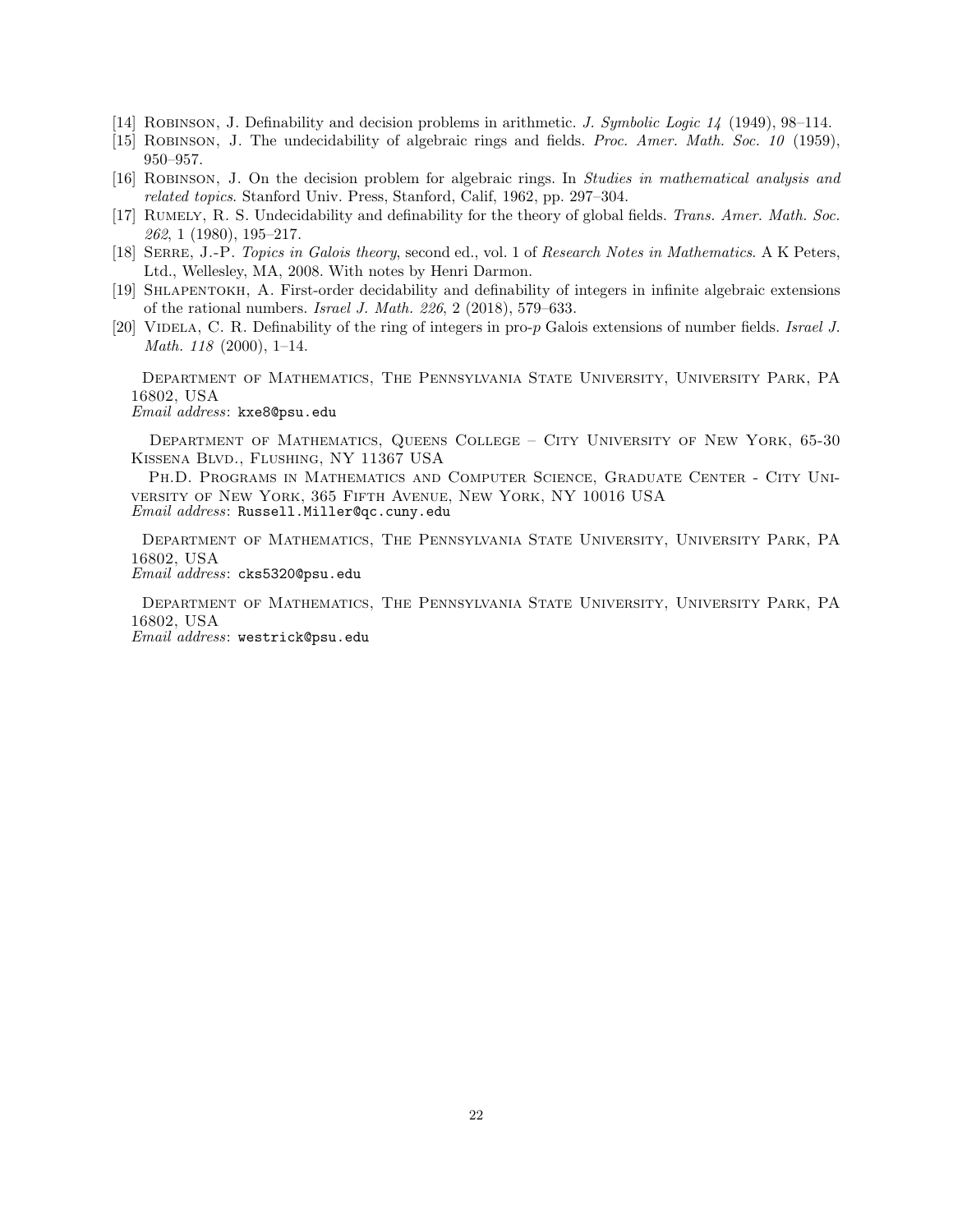[14] Robinson, J. Definability and decision problems in arithmetic. *J. Symbolic Logic 14* (1949), 98–114.

[15] Robinson, J. The undecidability of algebraic rings and fields. *Proc. Amer. Math. Soc. 10* (1959), 950–957.

[16] Robinson, J. On the decision problem for algebraic rings. In *Studies in mathematical analysis and related topics*. Stanford Univ. Press, Stanford, Calif, 1962, pp. 297–304.

[17] Rumely, R. S. Undecidability and definability for the theory of global fields. *Trans. Amer. Math. Soc. 262*, 1 (1980), 195–217.

[18] Serre, J.-P. *Topics in Galois theory*, second ed., vol. 1 of *Research Notes in Mathematics*. A K Peters, Ltd., Wellesley, MA, 2008. With notes by Henri Darmon.

[19] Shlapentokh, A. First-order decidability and definability of integers in infinite algebraic extensions of the rational numbers. *Israel J. Math. 226*, 2 (2018), 579–633.

[20] Videla, C. R. Definability of the ring of integers in pro-$p$ Galois extensions of number fields. *Israel J. Math. 118* (2000), 1–14.

Department of Mathematics, The Pennsylvania State University, University Park, PA 16802, USA
*Email address*: kxe8@psu.edu

Department of Mathematics, Queens College – City University of New York, 65-30 Kissena Blvd., Flushing, NY 11367 USA

Ph.D. Programs in Mathematics and Computer Science, Graduate Center - City University of New York, 365 Fifth Avenue, New York, NY 10016 USA
*Email address*: Russell.Miller@qc.cuny.edu

Department of Mathematics, The Pennsylvania State University, University Park, PA 16802, USA
*Email address*: cks5320@psu.edu

Department of Mathematics, The Pennsylvania State University, University Park, PA 16802, USA
*Email address*: westrick@psu.edu